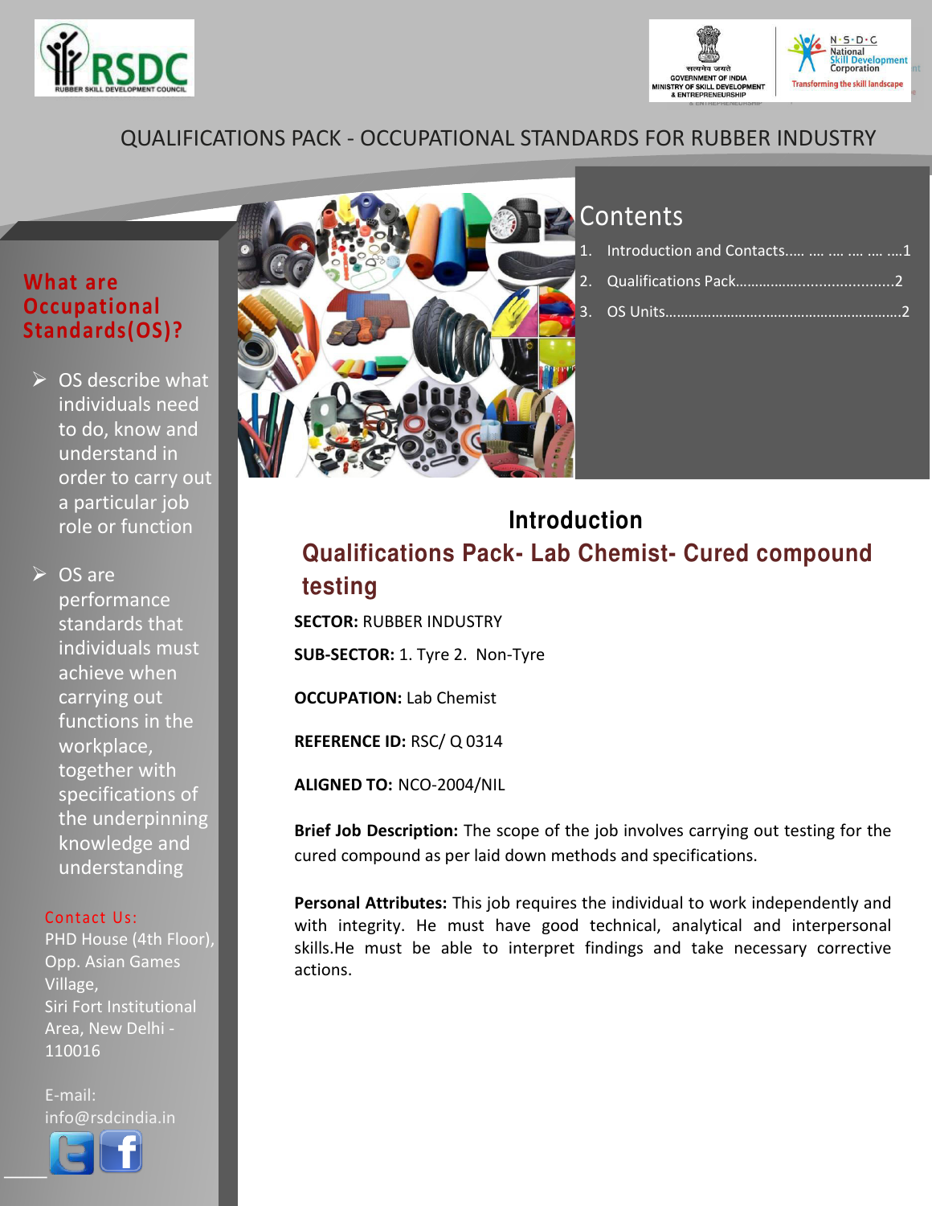QUALIFICATIONS PACK - OCCUPATIONAL STANDARDS FOR RUBBER INDUSTRY

## What are Occupational Standards(OS)?

- OS describe what individuals need to do, know and understand in order to carry out a particular job role or function
- OS are performance standards that individuals must achieve when carrying out functions in the workplace, together with specifications of the underpinning knowledge and understanding

Contact Us:
PHD House (4th Floor), Opp. Asian Games Village,
Siri Fort Institutional Area, New Delhi - 110016

E-mail:
info@rsdcindia.in

## Contents

1. Introduction and Contacts..... .... .... .... .... ....1
2. Qualifications Pack........................................2
3. OS Units..............................................................2

## Introduction

## Qualifications Pack- Lab Chemist- Cured compound testing

**SECTOR:** RUBBER INDUSTRY

**SUB-SECTOR:** 1. Tyre 2. Non-Tyre

**OCCUPATION:** Lab Chemist

**REFERENCE ID:** RSC/ Q 0314

**ALIGNED TO:** NCO-2004/NIL

**Brief Job Description:** The scope of the job involves carrying out testing for the cured compound as per laid down methods and specifications.

**Personal Attributes:** This job requires the individual to work independently and with integrity. He must have good technical, analytical and interpersonal skills.He must be able to interpret findings and take necessary corrective actions.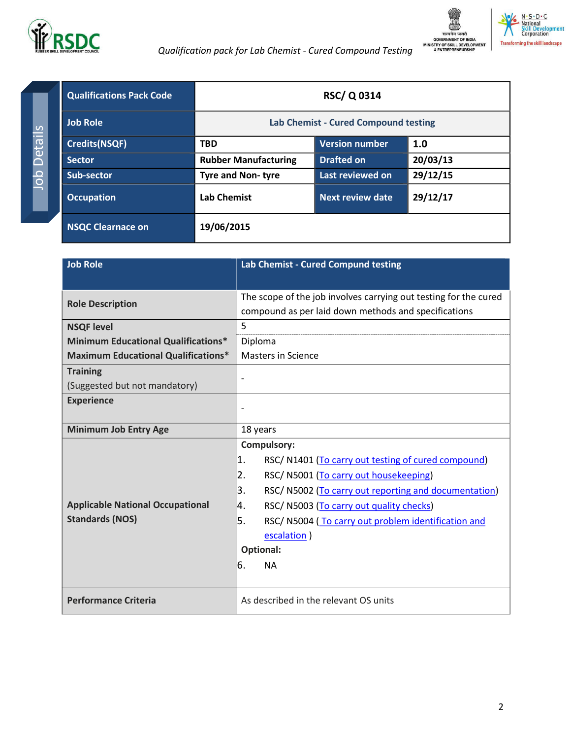Job Details

| Qualifications Pack Code | RSC/ Q 0314 | | |
|---|---|---|---|
| Job Role | Lab Chemist - Cured Compound testing | | |
| Credits(NSQF) | TBD | Version number | 1.0 |
| Sector | Rubber Manufacturing | Drafted on | 20/03/13 |
| Sub-sector | Tyre and Non- tyre | Last reviewed on | 29/12/15 |
| Occupation | Lab Chemist | Next review date | 29/12/17 |
| NSQC Clearnace on | 19/06/2015 | | |

| Job Role | Lab Chemist - Cured Compund testing |
|---|---|
| Role Description | The scope of the job involves carrying out testing for the cured compound as per laid down methods and specifications |
| NSQF level | 5 |
| Minimum Educational Qualifications* | Diploma |
| Maximum Educational Qualifications* | Masters in Science |
| Training (Suggested but not mandatory) | - |
| Experience | - |
| Minimum Job Entry Age | 18 years |
| Applicable National Occupational Standards (NOS) | **Compulsory:**<br>1. RSC/ N1401 (To carry out testing of cured compound)<br>2. RSC/ N5001 (To carry out housekeeping)<br>3. RSC/ N5002 (To carry out reporting and documentation)<br>4. RSC/ N5003 (To carry out quality checks)<br>5. RSC/ N5004 ( To carry out problem identification and escalation )<br>**Optional:**<br>6. NA |
| Performance Criteria | As described in the relevant OS units |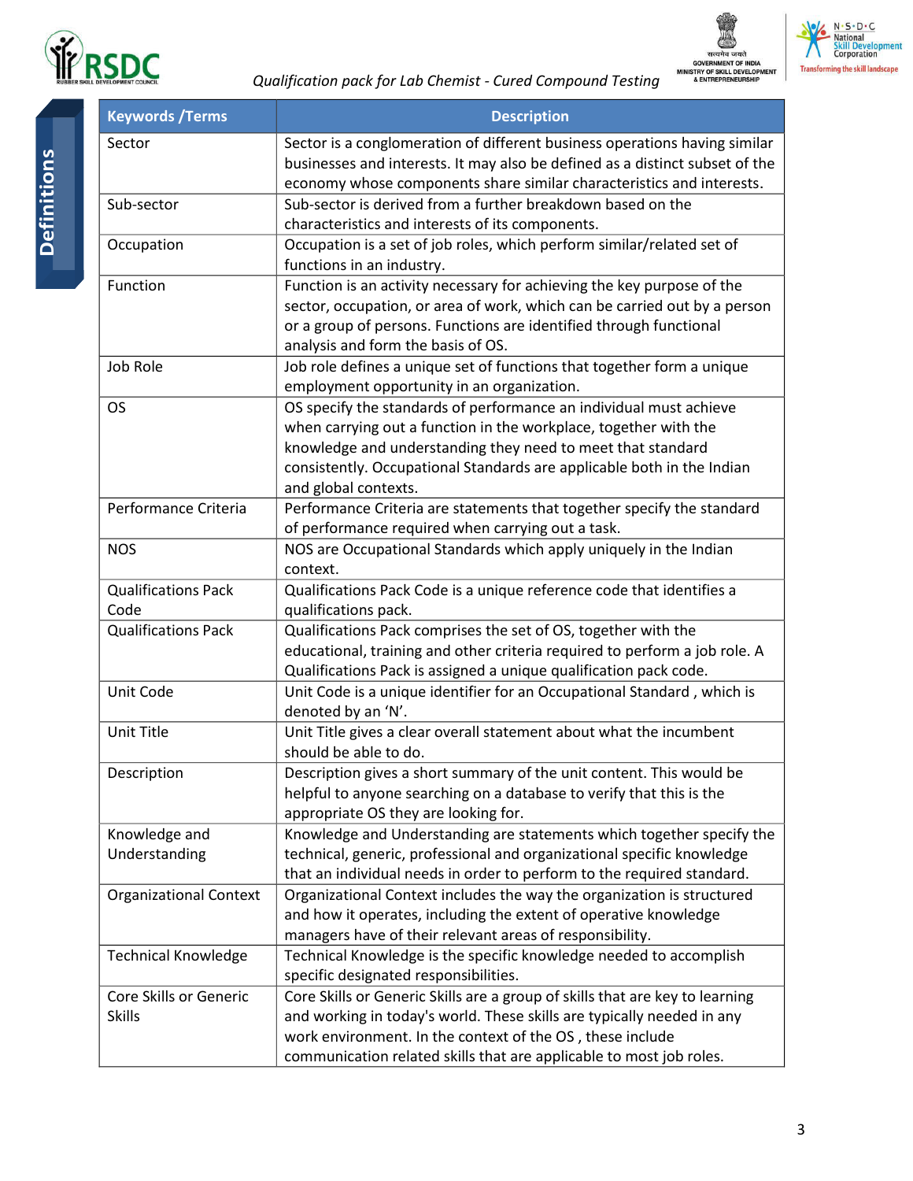## Definitions

| Keywords /Terms | Description |
|---|---|
| Sector | Sector is a conglomeration of different business operations having similar businesses and interests. It may also be defined as a distinct subset of the economy whose components share similar characteristics and interests. |
| Sub-sector | Sub-sector is derived from a further breakdown based on the characteristics and interests of its components. |
| Occupation | Occupation is a set of job roles, which perform similar/related set of functions in an industry. |
| Function | Function is an activity necessary for achieving the key purpose of the sector, occupation, or area of work, which can be carried out by a person or a group of persons. Functions are identified through functional analysis and form the basis of OS. |
| Job Role | Job role defines a unique set of functions that together form a unique employment opportunity in an organization. |
| OS | OS specify the standards of performance an individual must achieve when carrying out a function in the workplace, together with the knowledge and understanding they need to meet that standard consistently. Occupational Standards are applicable both in the Indian and global contexts. |
| Performance Criteria | Performance Criteria are statements that together specify the standard of performance required when carrying out a task. |
| NOS | NOS are Occupational Standards which apply uniquely in the Indian context. |
| Qualifications Pack Code | Qualifications Pack Code is a unique reference code that identifies a qualifications pack. |
| Qualifications Pack | Qualifications Pack comprises the set of OS, together with the educational, training and other criteria required to perform a job role. A Qualifications Pack is assigned a unique qualification pack code. |
| Unit Code | Unit Code is a unique identifier for an Occupational Standard , which is denoted by an 'N'. |
| Unit Title | Unit Title gives a clear overall statement about what the incumbent should be able to do. |
| Description | Description gives a short summary of the unit content. This would be helpful to anyone searching on a database to verify that this is the appropriate OS they are looking for. |
| Knowledge and Understanding | Knowledge and Understanding are statements which together specify the technical, generic, professional and organizational specific knowledge that an individual needs in order to perform to the required standard. |
| Organizational Context | Organizational Context includes the way the organization is structured and how it operates, including the extent of operative knowledge managers have of their relevant areas of responsibility. |
| Technical Knowledge | Technical Knowledge is the specific knowledge needed to accomplish specific designated responsibilities. |
| Core Skills or Generic Skills | Core Skills or Generic Skills are a group of skills that are key to learning and working in today's world. These skills are typically needed in any work environment. In the context of the OS , these include communication related skills that are applicable to most job roles. |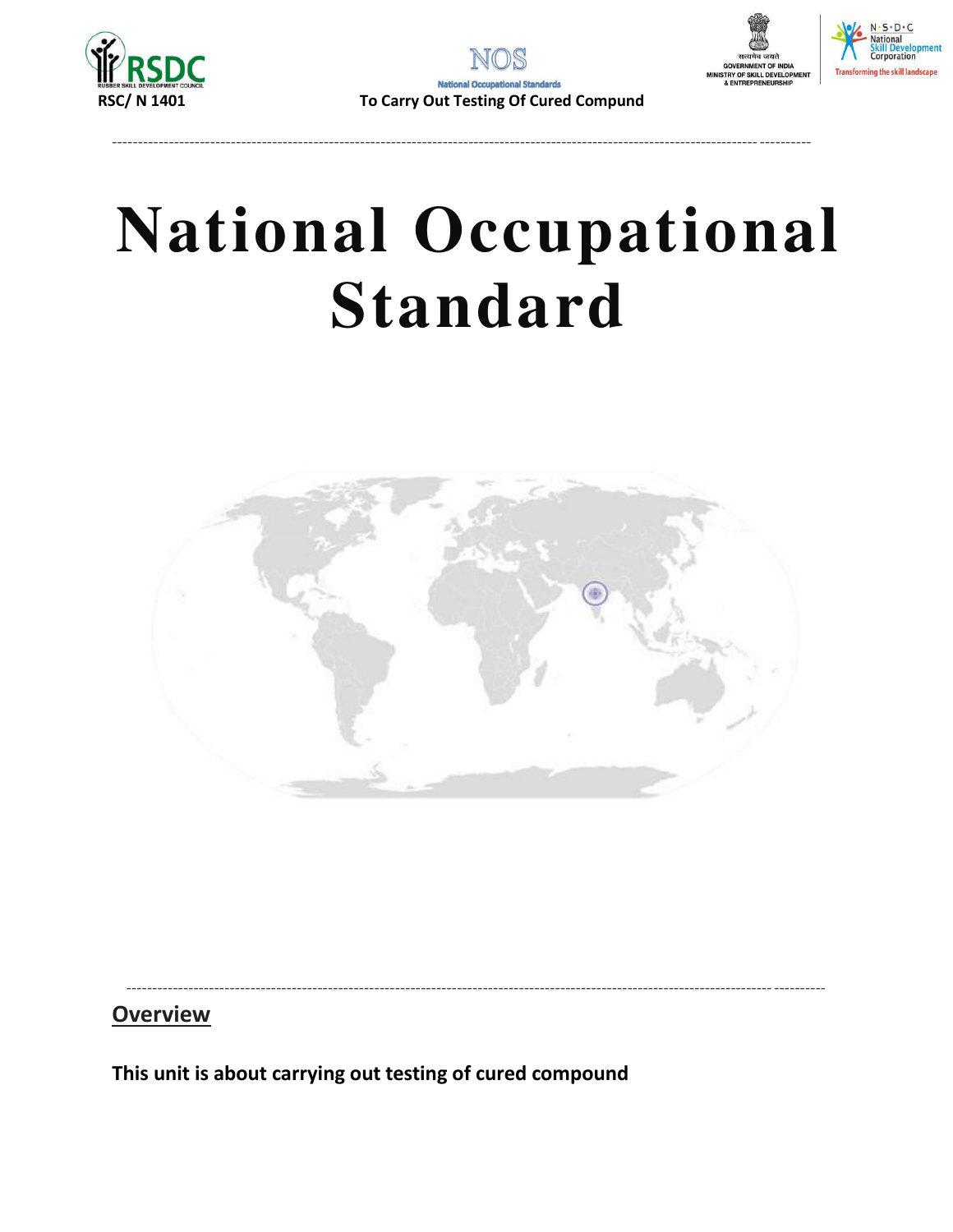# National Occupational Standard

## Overview

**This unit is about carrying out testing of cured compound**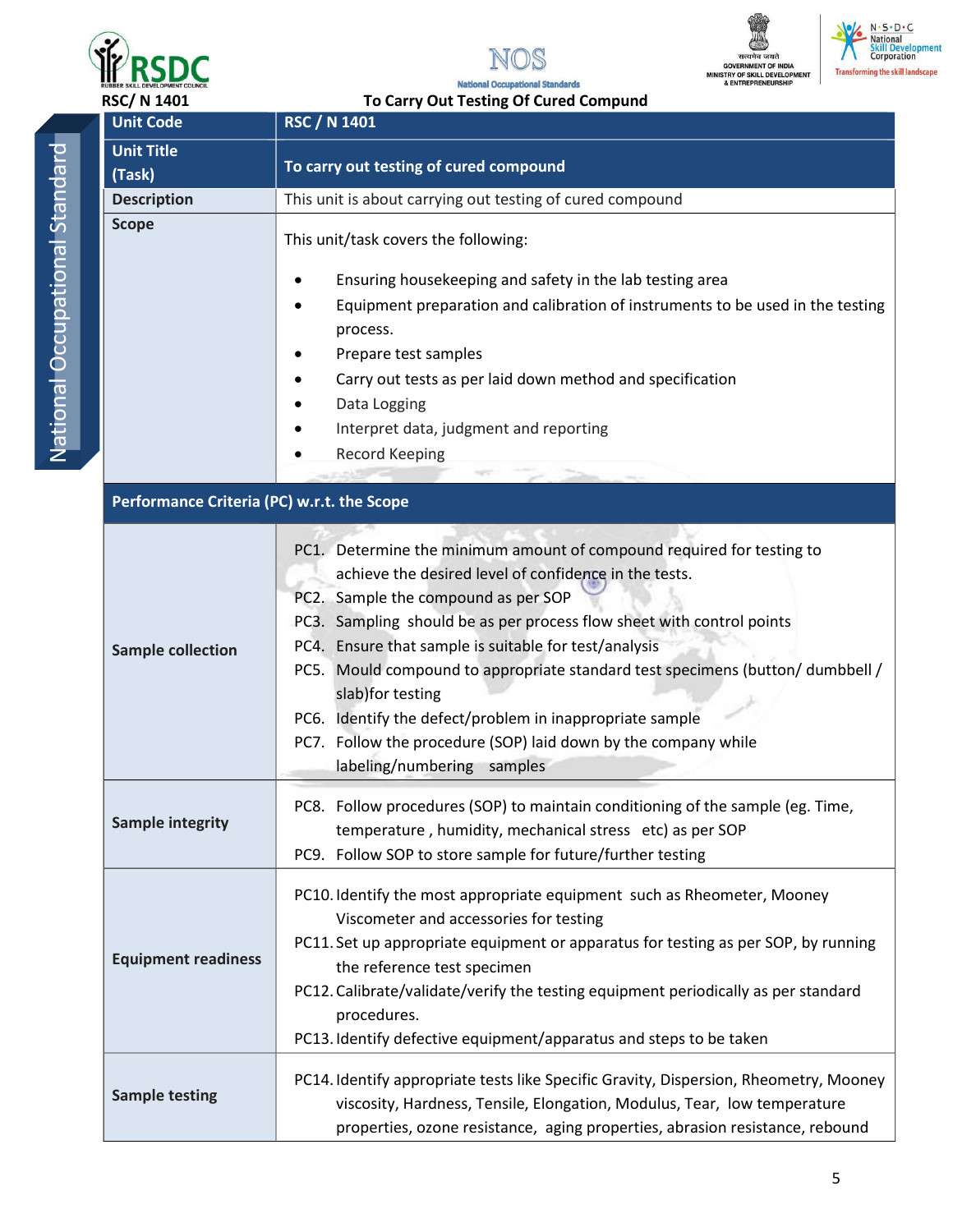RSC/ N 1401 — To Carry Out Testing Of Cured Compund

| Unit Code | RSC / N 1401 |
|---|---|
| Unit Title (Task) | To carry out testing of cured compound |
| Description | This unit is about carrying out testing of cured compound |
| Scope | This unit/task covers the following:<br><br>• Ensuring housekeeping and safety in the lab testing area<br>• Equipment preparation and calibration of instruments to be used in the testing process.<br>• Prepare test samples<br>• Carry out tests as per laid down method and specification<br>• Data Logging<br>• Interpret data, judgment and reporting<br>• Record Keeping |
| **Performance Criteria (PC) w.r.t. the Scope** | |
| Sample collection | PC1. Determine the minimum amount of compound required for testing to achieve the desired level of confidence in the tests.<br>PC2. Sample the compound as per SOP<br>PC3. Sampling should be as per process flow sheet with control points<br>PC4. Ensure that sample is suitable for test/analysis<br>PC5. Mould compound to appropriate standard test specimens (button/ dumbbell / slab)for testing<br>PC6. Identify the defect/problem in inappropriate sample<br>PC7. Follow the procedure (SOP) laid down by the company while labeling/numbering samples |
| Sample integrity | PC8. Follow procedures (SOP) to maintain conditioning of the sample (eg. Time, temperature , humidity, mechanical stress etc) as per SOP<br>PC9. Follow SOP to store sample for future/further testing |
| Equipment readiness | PC10. Identify the most appropriate equipment such as Rheometer, Mooney Viscometer and accessories for testing<br>PC11. Set up appropriate equipment or apparatus for testing as per SOP, by running the reference test specimen<br>PC12. Calibrate/validate/verify the testing equipment periodically as per standard procedures.<br>PC13. Identify defective equipment/apparatus and steps to be taken |
| Sample testing | PC14. Identify appropriate tests like Specific Gravity, Dispersion, Rheometry, Mooney viscosity, Hardness, Tensile, Elongation, Modulus, Tear, low temperature properties, ozone resistance, aging properties, abrasion resistance, rebound |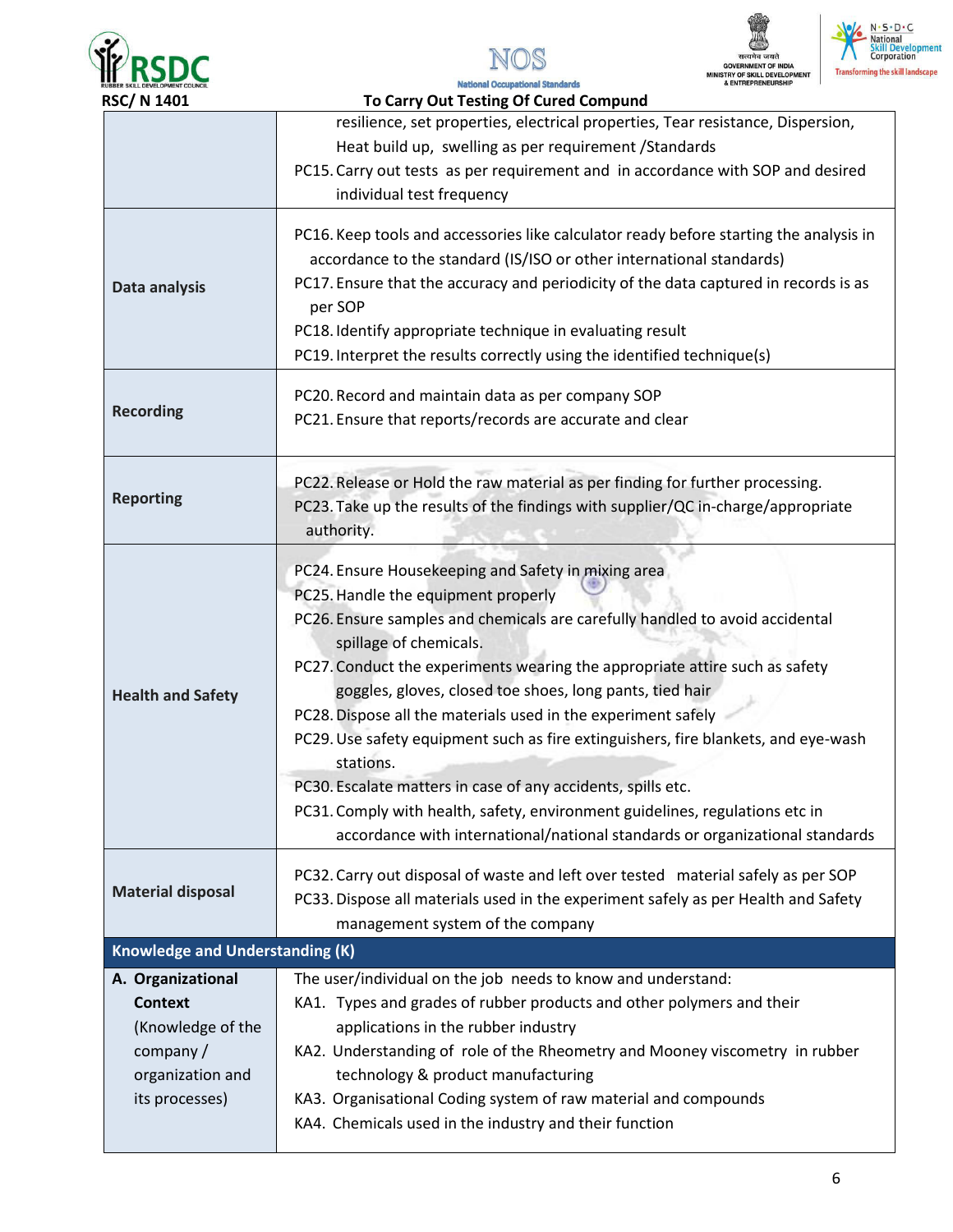| | |
|---|---|
| | resilience, set properties, electrical properties, Tear resistance, Dispersion, Heat build up, swelling as per requirement /Standards<br>PC15. Carry out tests as per requirement and in accordance with SOP and desired individual test frequency |
| **Data analysis** | PC16. Keep tools and accessories like calculator ready before starting the analysis in accordance to the standard (IS/ISO or other international standards)<br>PC17. Ensure that the accuracy and periodicity of the data captured in records is as per SOP<br>PC18. Identify appropriate technique in evaluating result<br>PC19. Interpret the results correctly using the identified technique(s) |
| **Recording** | PC20. Record and maintain data as per company SOP<br>PC21. Ensure that reports/records are accurate and clear |
| **Reporting** | PC22. Release or Hold the raw material as per finding for further processing.<br>PC23. Take up the results of the findings with supplier/QC in-charge/appropriate authority. |
| **Health and Safety** | PC24. Ensure Housekeeping and Safety in mixing area<br>PC25. Handle the equipment properly<br>PC26. Ensure samples and chemicals are carefully handled to avoid accidental spillage of chemicals.<br>PC27. Conduct the experiments wearing the appropriate attire such as safety goggles, gloves, closed toe shoes, long pants, tied hair<br>PC28. Dispose all the materials used in the experiment safely<br>PC29. Use safety equipment such as fire extinguishers, fire blankets, and eye-wash stations.<br>PC30. Escalate matters in case of any accidents, spills etc.<br>PC31. Comply with health, safety, environment guidelines, regulations etc in accordance with international/national standards or organizational standards |
| **Material disposal** | PC32. Carry out disposal of waste and left over tested material safely as per SOP<br>PC33. Dispose all materials used in the experiment safely as per Health and Safety management system of the company |
| **Knowledge and Understanding (K)** | |
| **A. Organizational Context** (Knowledge of the company / organization and its processes) | The user/individual on the job needs to know and understand:<br>KA1. Types and grades of rubber products and other polymers and their applications in the rubber industry<br>KA2. Understanding of role of the Rheometry and Mooney viscometry in rubber technology & product manufacturing<br>KA3. Organisational Coding system of raw material and compounds<br>KA4. Chemicals used in the industry and their function |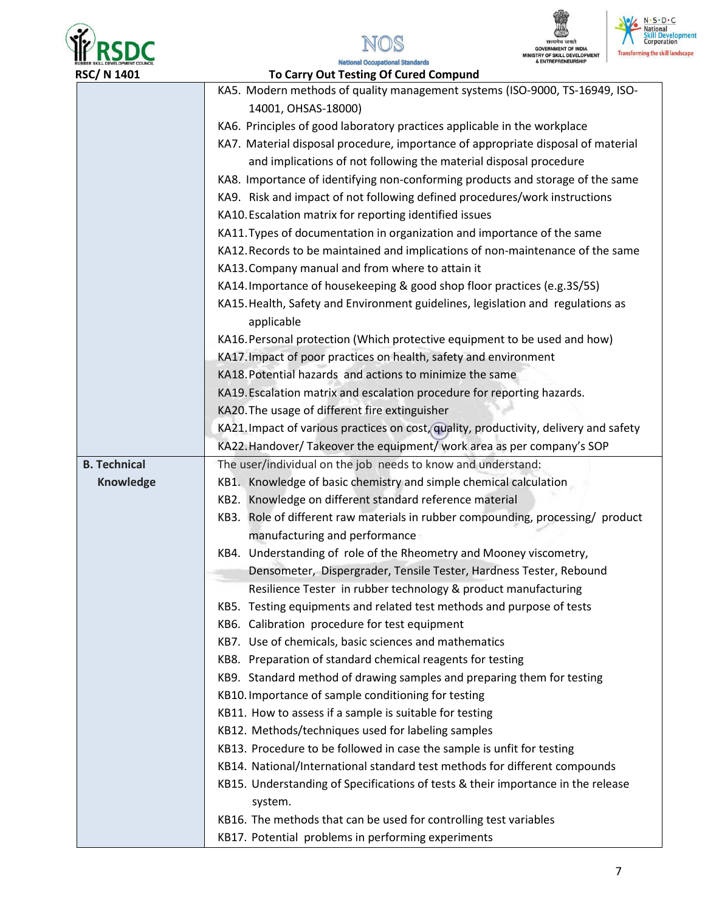RSC/ N 1401 To Carry Out Testing Of Cured Compund

| | |
|---|---|
| | KA5. Modern methods of quality management systems (ISO-9000, TS-16949, ISO-14001, OHSAS-18000)<br>KA6. Principles of good laboratory practices applicable in the workplace<br>KA7. Material disposal procedure, importance of appropriate disposal of material and implications of not following the material disposal procedure<br>KA8. Importance of identifying non-conforming products and storage of the same<br>KA9. Risk and impact of not following defined procedures/work instructions<br>KA10. Escalation matrix for reporting identified issues<br>KA11. Types of documentation in organization and importance of the same<br>KA12. Records to be maintained and implications of non-maintenance of the same<br>KA13. Company manual and from where to attain it<br>KA14. Importance of housekeeping & good shop floor practices (e.g.3S/5S)<br>KA15. Health, Safety and Environment guidelines, legislation and regulations as applicable<br>KA16. Personal protection (Which protective equipment to be used and how)<br>KA17. Impact of poor practices on health, safety and environment<br>KA18. Potential hazards and actions to minimize the same<br>KA19. Escalation matrix and escalation procedure for reporting hazards.<br>KA20. The usage of different fire extinguisher<br>KA21. Impact of various practices on cost, quality, productivity, delivery and safety<br>KA22. Handover/ Takeover the equipment/ work area as per company's SOP |
| **B. Technical Knowledge** | The user/individual on the job needs to know and understand:<br>KB1. Knowledge of basic chemistry and simple chemical calculation<br>KB2. Knowledge on different standard reference material<br>KB3. Role of different raw materials in rubber compounding, processing/ product manufacturing and performance<br>KB4. Understanding of role of the Rheometry and Mooney viscometry, Densometer, Dispergrader, Tensile Tester, Hardness Tester, Rebound Resilience Tester in rubber technology & product manufacturing<br>KB5. Testing equipments and related test methods and purpose of tests<br>KB6. Calibration procedure for test equipment<br>KB7. Use of chemicals, basic sciences and mathematics<br>KB8. Preparation of standard chemical reagents for testing<br>KB9. Standard method of drawing samples and preparing them for testing<br>KB10. Importance of sample conditioning for testing<br>KB11. How to assess if a sample is suitable for testing<br>KB12. Methods/techniques used for labeling samples<br>KB13. Procedure to be followed in case the sample is unfit for testing<br>KB14. National/International standard test methods for different compounds<br>KB15. Understanding of Specifications of tests & their importance in the release system.<br>KB16. The methods that can be used for controlling test variables<br>KB17. Potential problems in performing experiments |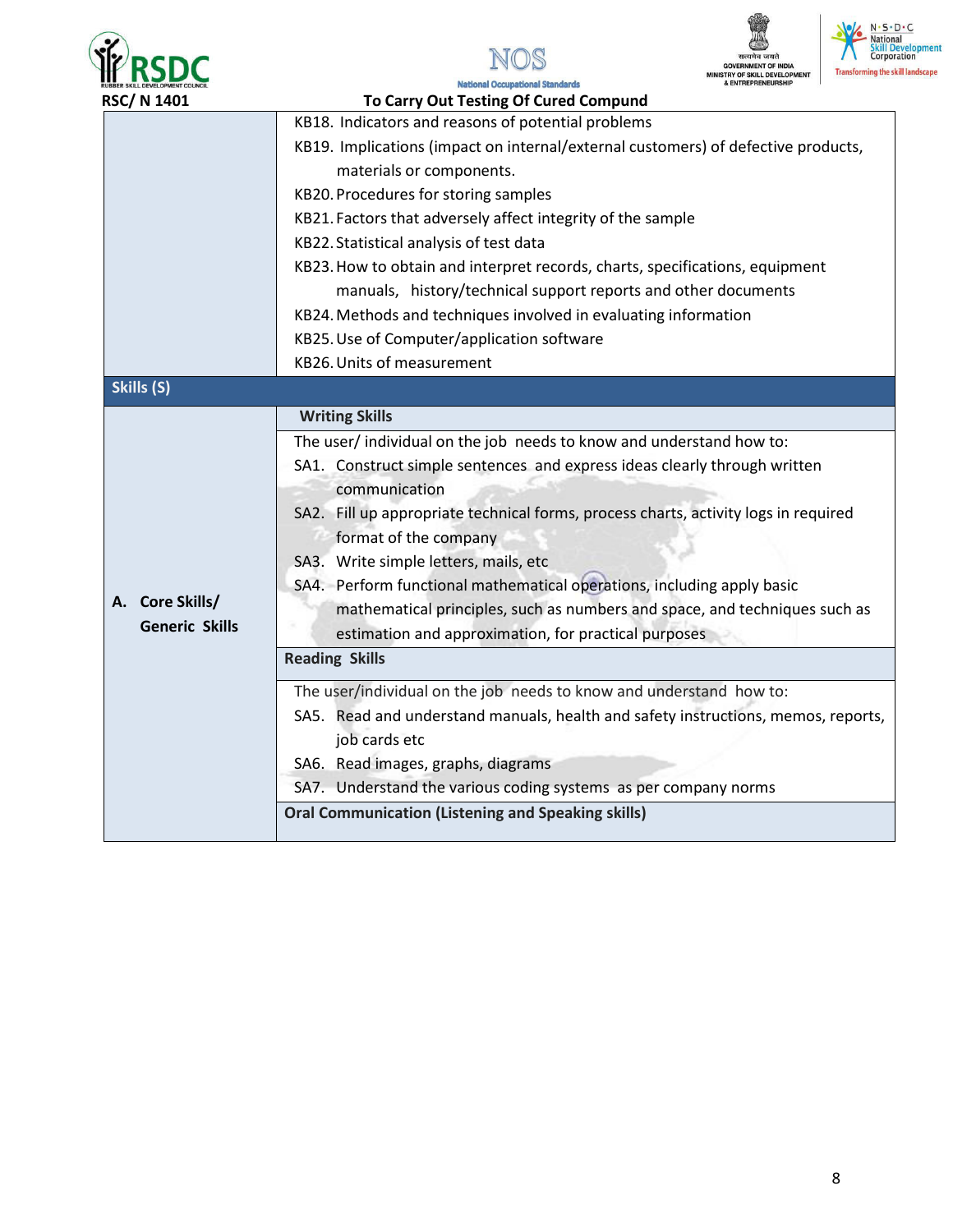| | |
|---|---|
| | KB18. Indicators and reasons of potential problems<br>KB19. Implications (impact on internal/external customers) of defective products, materials or components.<br>KB20. Procedures for storing samples<br>KB21. Factors that adversely affect integrity of the sample<br>KB22. Statistical analysis of test data<br>KB23. How to obtain and interpret records, charts, specifications, equipment manuals, history/technical support reports and other documents<br>KB24. Methods and techniques involved in evaluating information<br>KB25. Use of Computer/application software<br>KB26. Units of measurement |
| **Skills (S)** | |
| **A. Core Skills/ Generic Skills** | **Writing Skills** |
| | The user/ individual on the job needs to know and understand how to:<br>SA1. Construct simple sentences and express ideas clearly through written communication<br>SA2. Fill up appropriate technical forms, process charts, activity logs in required format of the company<br>SA3. Write simple letters, mails, etc<br>SA4. Perform functional mathematical operations, including apply basic mathematical principles, such as numbers and space, and techniques such as estimation and approximation, for practical purposes |
| | **Reading Skills** |
| | The user/individual on the job needs to know and understand how to:<br>SA5. Read and understand manuals, health and safety instructions, memos, reports, job cards etc<br>SA6. Read images, graphs, diagrams<br>SA7. Understand the various coding systems as per company norms |
| | **Oral Communication (Listening and Speaking skills)** |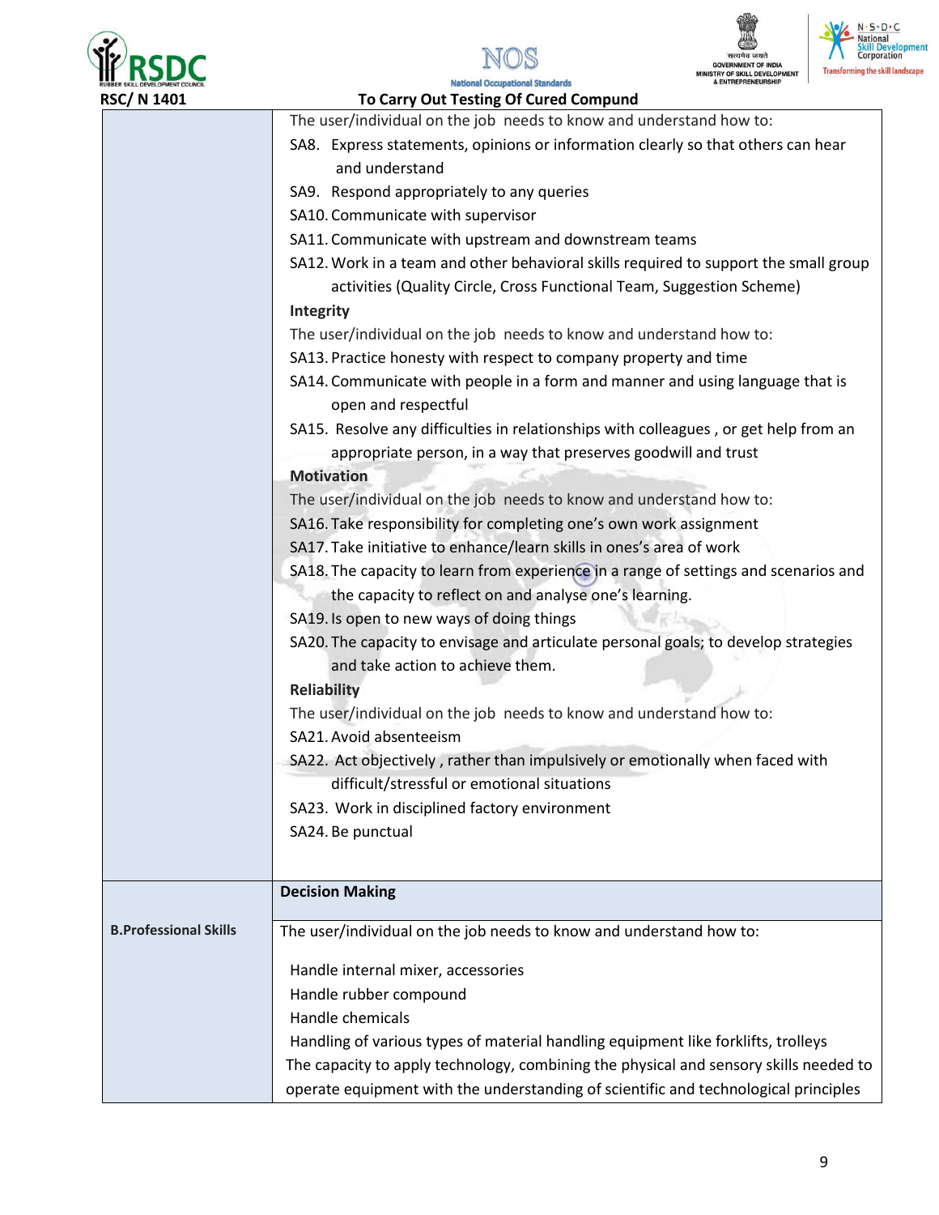| | |
|---|---|
| | The user/individual on the job needs to know and understand how to:<br>SA8. Express statements, opinions or information clearly so that others can hear and understand<br>SA9. Respond appropriately to any queries<br>SA10. Communicate with supervisor<br>SA11. Communicate with upstream and downstream teams<br>SA12. Work in a team and other behavioral skills required to support the small group activities (Quality Circle, Cross Functional Team, Suggestion Scheme)<br>**Integrity**<br>The user/individual on the job needs to know and understand how to:<br>SA13. Practice honesty with respect to company property and time<br>SA14. Communicate with people in a form and manner and using language that is open and respectful<br>SA15. Resolve any difficulties in relationships with colleagues , or get help from an appropriate person, in a way that preserves goodwill and trust<br>**Motivation**<br>The user/individual on the job needs to know and understand how to:<br>SA16. Take responsibility for completing one's own work assignment<br>SA17. Take initiative to enhance/learn skills in ones's area of work<br>SA18. The capacity to learn from experience in a range of settings and scenarios and the capacity to reflect on and analyse one's learning.<br>SA19. Is open to new ways of doing things<br>SA20. The capacity to envisage and articulate personal goals; to develop strategies and take action to achieve them.<br>**Reliability**<br>The user/individual on the job needs to know and understand how to:<br>SA21. Avoid absenteeism<br>SA22. Act objectively , rather than impulsively or emotionally when faced with difficult/stressful or emotional situations<br>SA23. Work in disciplined factory environment<br>SA24. Be punctual |
| | **Decision Making** |
| **B.Professional Skills** | The user/individual on the job needs to know and understand how to:<br><br>Handle internal mixer, accessories<br>Handle rubber compound<br>Handle chemicals<br>Handling of various types of material handling equipment like forklifts, trolleys<br>The capacity to apply technology, combining the physical and sensory skills needed to operate equipment with the understanding of scientific and technological principles |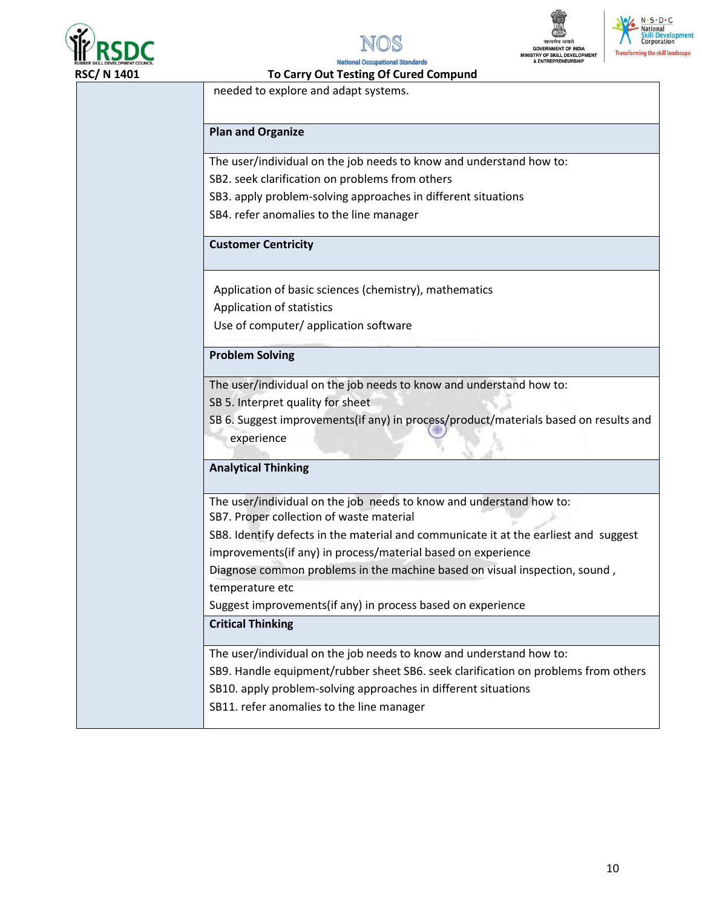| | |
|---|---|
| | needed to explore and adapt systems. |
| | **Plan and Organize** |
| | The user/individual on the job needs to know and understand how to:<br>SB2. seek clarification on problems from others<br>SB3. apply problem-solving approaches in different situations<br>SB4. refer anomalies to the line manager |
| | **Customer Centricity** |
| | Application of basic sciences (chemistry), mathematics<br>Application of statistics<br>Use of computer/ application software |
| | **Problem Solving** |
| | The user/individual on the job needs to know and understand how to:<br>SB 5. Interpret quality for sheet<br>SB 6. Suggest improvements(if any) in process/product/materials based on results and experience |
| | **Analytical Thinking** |
| | The user/individual on the job needs to know and understand how to:<br>SB7. Proper collection of waste material<br>SB8. Identify defects in the material and communicate it at the earliest and suggest improvements(if any) in process/material based on experience<br>Diagnose common problems in the machine based on visual inspection, sound , temperature etc<br>Suggest improvements(if any) in process based on experience |
| | **Critical Thinking** |
| | The user/individual on the job needs to know and understand how to:<br>SB9. Handle equipment/rubber sheet SB6. seek clarification on problems from others<br>SB10. apply problem-solving approaches in different situations<br>SB11. refer anomalies to the line manager |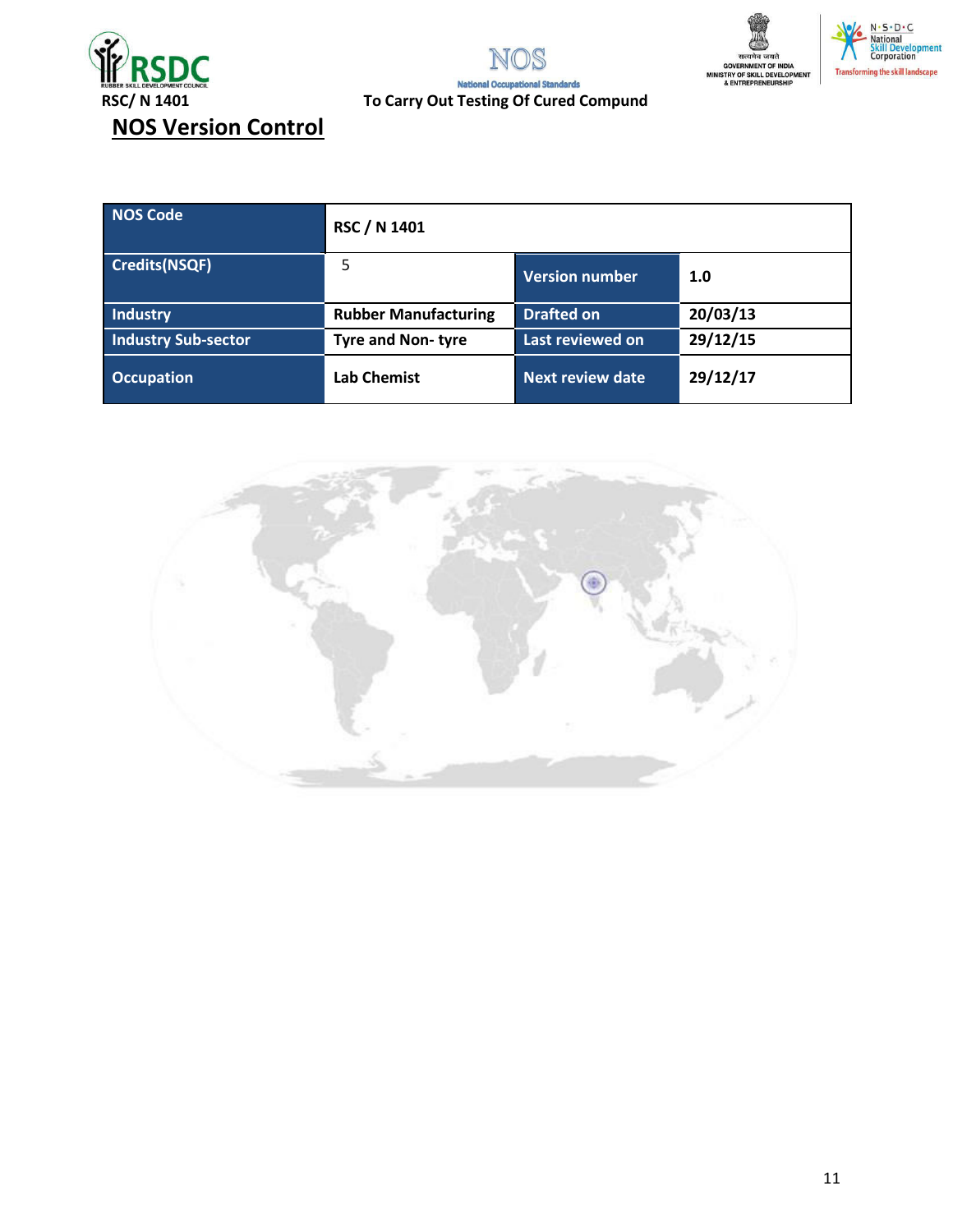## NOS Version Control

| NOS Code | RSC / N 1401 | | |
|---|---|---|---|
| Credits(NSQF) | 5 | Version number | 1.0 |
| Industry | Rubber Manufacturing | Drafted on | 20/03/13 |
| Industry Sub-sector | Tyre and Non- tyre | Last reviewed on | 29/12/15 |
| Occupation | Lab Chemist | Next review date | 29/12/17 |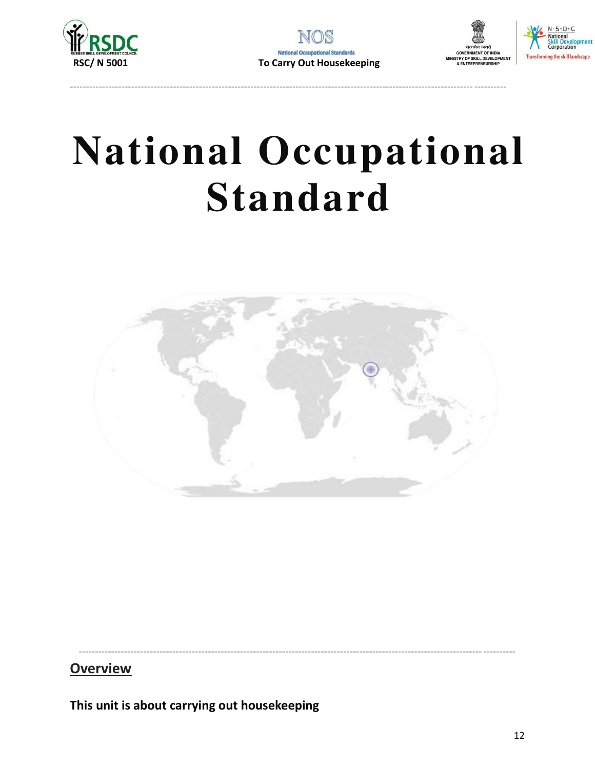# National Occupational Standard

## Overview

**This unit is about carrying out housekeeping**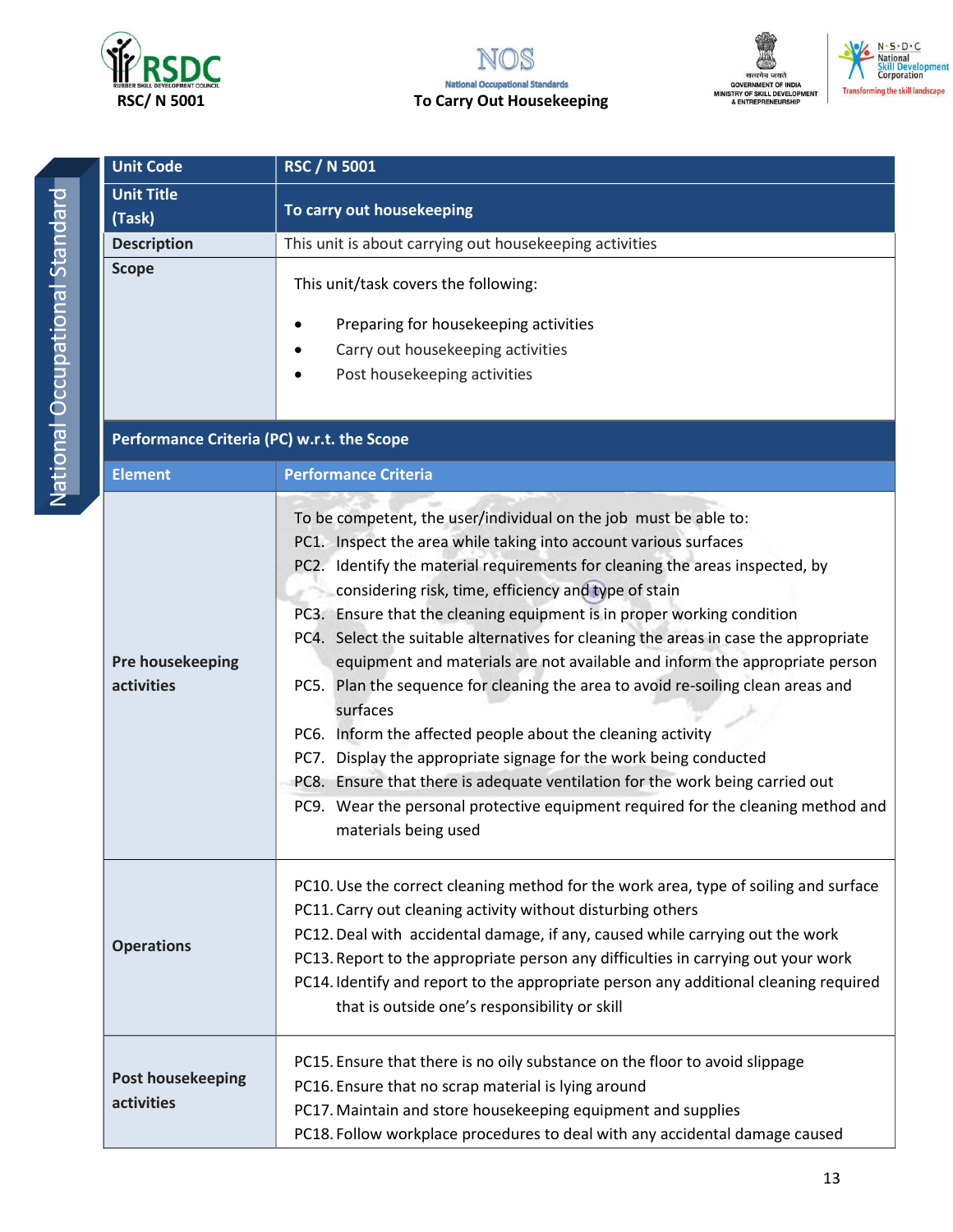| Unit Code | RSC / N 5001 |
|---|---|
| Unit Title (Task) | To carry out housekeeping |
| Description | This unit is about carrying out housekeeping activities |
| Scope | This unit/task covers the following:<br>• Preparing for housekeeping activities<br>• Carry out housekeeping activities<br>• Post housekeeping activities |

**Performance Criteria (PC) w.r.t. the Scope**

| Element | Performance Criteria |
|---|---|
| Pre housekeeping activities | To be competent, the user/individual on the job must be able to:<br>PC1. Inspect the area while taking into account various surfaces<br>PC2. Identify the material requirements for cleaning the areas inspected, by considering risk, time, efficiency and type of stain<br>PC3. Ensure that the cleaning equipment is in proper working condition<br>PC4. Select the suitable alternatives for cleaning the areas in case the appropriate equipment and materials are not available and inform the appropriate person<br>PC5. Plan the sequence for cleaning the area to avoid re-soiling clean areas and surfaces<br>PC6. Inform the affected people about the cleaning activity<br>PC7. Display the appropriate signage for the work being conducted<br>PC8. Ensure that there is adequate ventilation for the work being carried out<br>PC9. Wear the personal protective equipment required for the cleaning method and materials being used |
| Operations | PC10. Use the correct cleaning method for the work area, type of soiling and surface<br>PC11. Carry out cleaning activity without disturbing others<br>PC12. Deal with accidental damage, if any, caused while carrying out the work<br>PC13. Report to the appropriate person any difficulties in carrying out your work<br>PC14. Identify and report to the appropriate person any additional cleaning required that is outside one's responsibility or skill |
| Post housekeeping activities | PC15. Ensure that there is no oily substance on the floor to avoid slippage<br>PC16. Ensure that no scrap material is lying around<br>PC17. Maintain and store housekeeping equipment and supplies<br>PC18. Follow workplace procedures to deal with any accidental damage caused |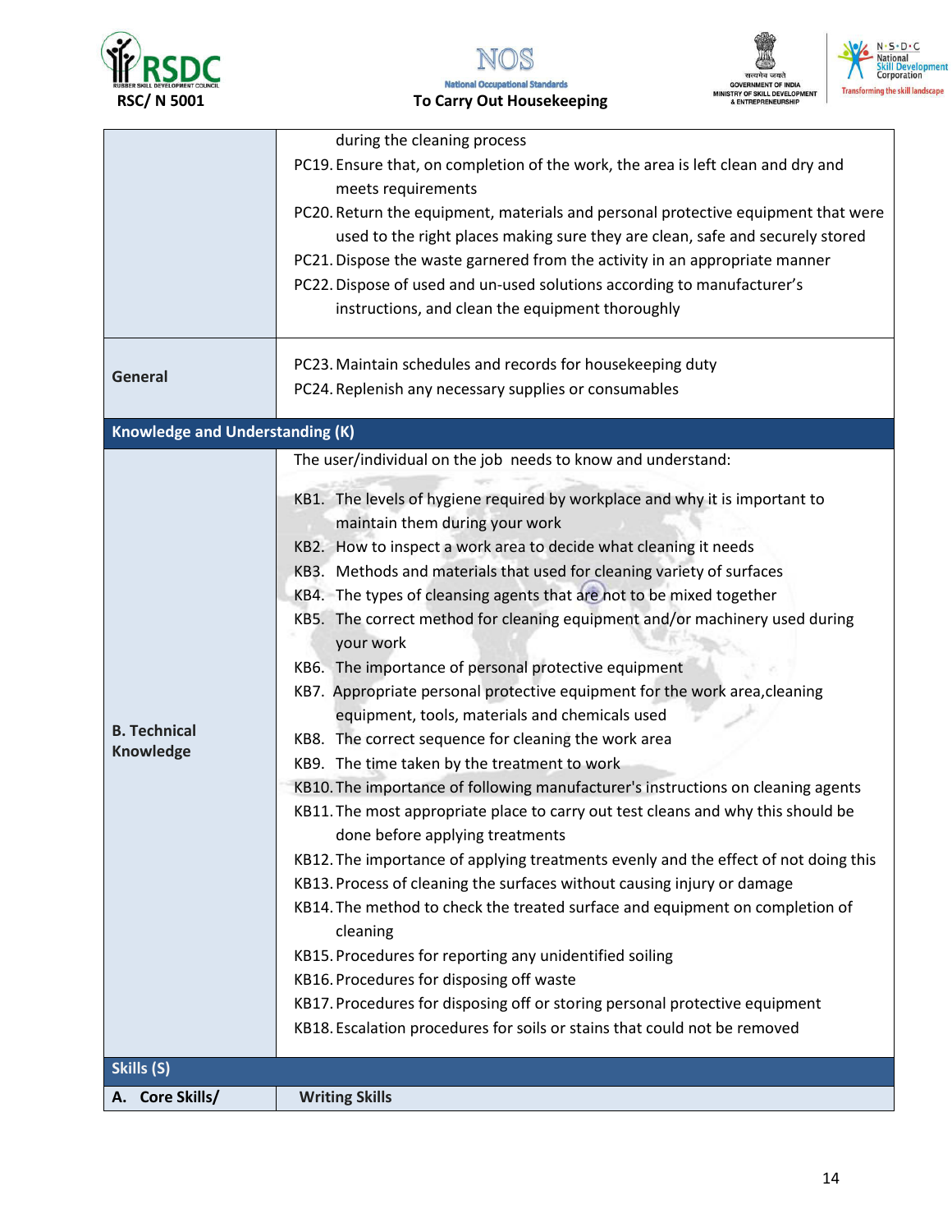| | |
|---|---|
| | during the cleaning process<br>PC19. Ensure that, on completion of the work, the area is left clean and dry and meets requirements<br>PC20. Return the equipment, materials and personal protective equipment that were used to the right places making sure they are clean, safe and securely stored<br>PC21. Dispose the waste garnered from the activity in an appropriate manner<br>PC22. Dispose of used and un-used solutions according to manufacturer's instructions, and clean the equipment thoroughly |
| **General** | PC23. Maintain schedules and records for housekeeping duty<br>PC24. Replenish any necessary supplies or consumables |
| **Knowledge and Understanding (K)** | |
| **B. Technical Knowledge** | The user/individual on the job needs to know and understand:<br>KB1. The levels of hygiene required by workplace and why it is important to maintain them during your work<br>KB2. How to inspect a work area to decide what cleaning it needs<br>KB3. Methods and materials that used for cleaning variety of surfaces<br>KB4. The types of cleansing agents that are not to be mixed together<br>KB5. The correct method for cleaning equipment and/or machinery used during your work<br>KB6. The importance of personal protective equipment<br>KB7. Appropriate personal protective equipment for the work area,cleaning equipment, tools, materials and chemicals used<br>KB8. The correct sequence for cleaning the work area<br>KB9. The time taken by the treatment to work<br>KB10. The importance of following manufacturer's instructions on cleaning agents<br>KB11. The most appropriate place to carry out test cleans and why this should be done before applying treatments<br>KB12. The importance of applying treatments evenly and the effect of not doing this<br>KB13. Process of cleaning the surfaces without causing injury or damage<br>KB14. The method to check the treated surface and equipment on completion of cleaning<br>KB15. Procedures for reporting any unidentified soiling<br>KB16. Procedures for disposing off waste<br>KB17. Procedures for disposing off or storing personal protective equipment<br>KB18. Escalation procedures for soils or stains that could not be removed |
| **Skills (S)** | |
| **A. Core Skills/** | **Writing Skills** |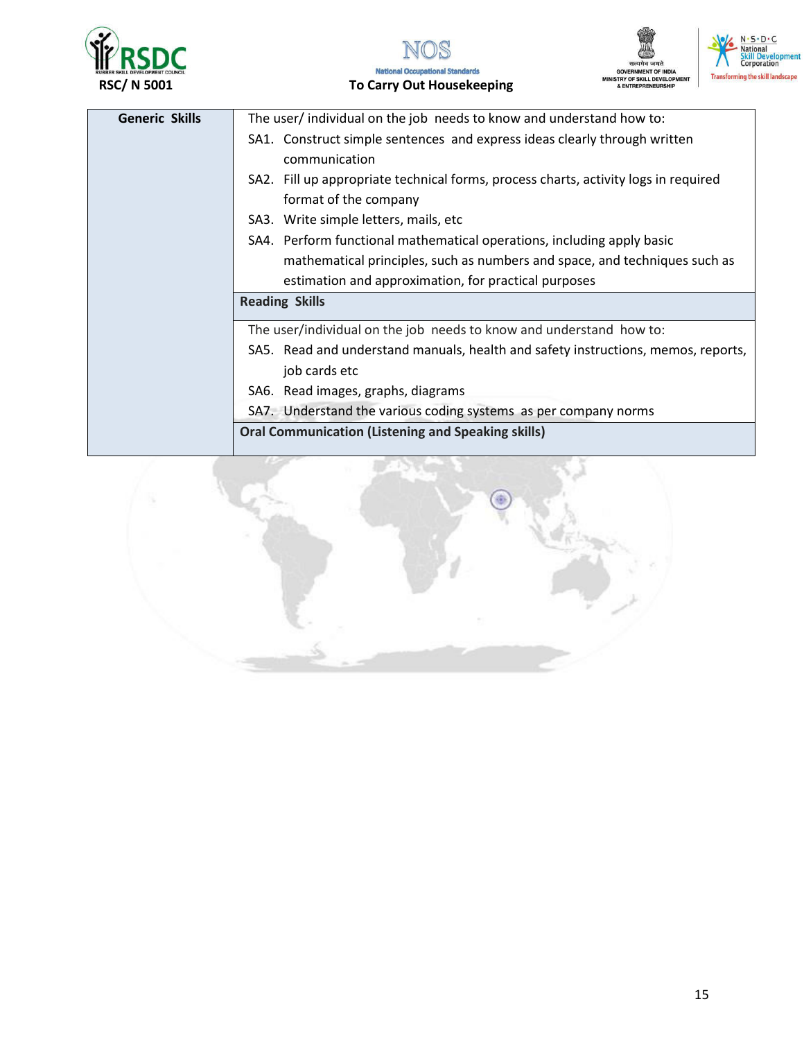| Generic Skills | The user/ individual on the job needs to know and understand how to:<br>SA1. Construct simple sentences and express ideas clearly through written communication<br>SA2. Fill up appropriate technical forms, process charts, activity logs in required format of the company<br>SA3. Write simple letters, mails, etc<br>SA4. Perform functional mathematical operations, including apply basic mathematical principles, such as numbers and space, and techniques such as estimation and approximation, for practical purposes |
|---|---|
| | **Reading Skills** |
| | The user/individual on the job needs to know and understand how to:<br>SA5. Read and understand manuals, health and safety instructions, memos, reports, job cards etc<br>SA6. Read images, graphs, diagrams<br>SA7. Understand the various coding systems as per company norms |
| | **Oral Communication (Listening and Speaking skills)** |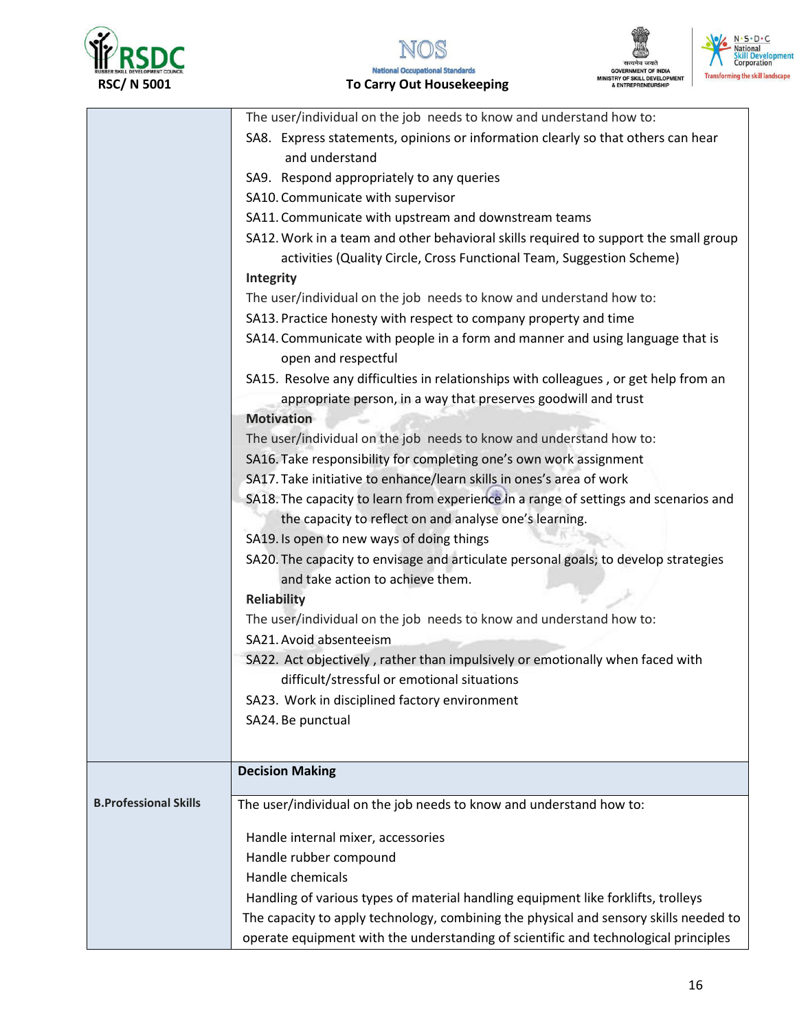| | |
|---|---|
| | The user/individual on the job needs to know and understand how to:<br>SA8. Express statements, opinions or information clearly so that others can hear and understand<br>SA9. Respond appropriately to any queries<br>SA10. Communicate with supervisor<br>SA11. Communicate with upstream and downstream teams<br>SA12. Work in a team and other behavioral skills required to support the small group activities (Quality Circle, Cross Functional Team, Suggestion Scheme)<br>**Integrity**<br>The user/individual on the job needs to know and understand how to:<br>SA13. Practice honesty with respect to company property and time<br>SA14. Communicate with people in a form and manner and using language that is open and respectful<br>SA15. Resolve any difficulties in relationships with colleagues , or get help from an appropriate person, in a way that preserves goodwill and trust<br>**Motivation**<br>The user/individual on the job needs to know and understand how to:<br>SA16. Take responsibility for completing one's own work assignment<br>SA17. Take initiative to enhance/learn skills in ones's area of work<br>SA18. The capacity to learn from experience in a range of settings and scenarios and the capacity to reflect on and analyse one's learning.<br>SA19. Is open to new ways of doing things<br>SA20. The capacity to envisage and articulate personal goals; to develop strategies and take action to achieve them.<br>**Reliability**<br>The user/individual on the job needs to know and understand how to:<br>SA21. Avoid absenteeism<br>SA22. Act objectively , rather than impulsively or emotionally when faced with difficult/stressful or emotional situations<br>SA23. Work in disciplined factory environment<br>SA24. Be punctual |
| **B.Professional Skills** | **Decision Making** |
| | The user/individual on the job needs to know and understand how to:<br><br>Handle internal mixer, accessories<br>Handle rubber compound<br>Handle chemicals<br>Handling of various types of material handling equipment like forklifts, trolleys<br>The capacity to apply technology, combining the physical and sensory skills needed to operate equipment with the understanding of scientific and technological principles |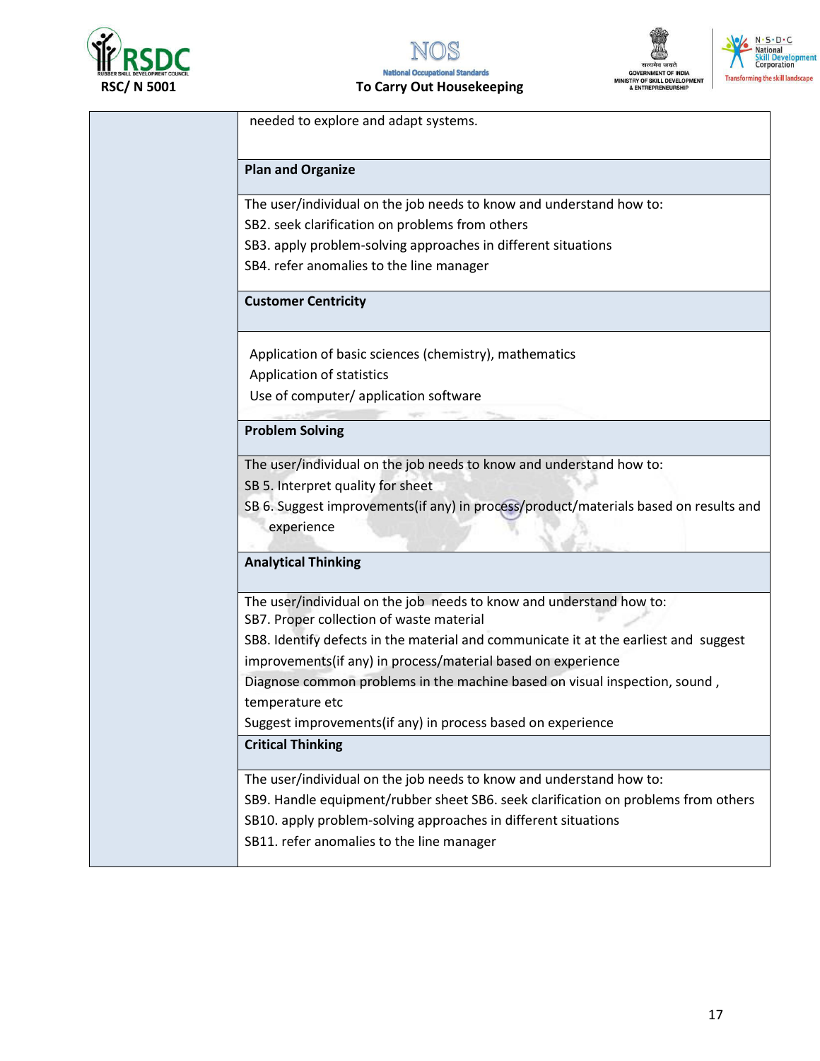| | |
|---|---|
| | needed to explore and adapt systems. |
| | **Plan and Organize** |
| | The user/individual on the job needs to know and understand how to:<br>SB2. seek clarification on problems from others<br>SB3. apply problem-solving approaches in different situations<br>SB4. refer anomalies to the line manager |
| | **Customer Centricity** |
| | Application of basic sciences (chemistry), mathematics<br>Application of statistics<br>Use of computer/ application software |
| | **Problem Solving** |
| | The user/individual on the job needs to know and understand how to:<br>SB 5. Interpret quality for sheet<br>SB 6. Suggest improvements(if any) in process/product/materials based on results and experience |
| | **Analytical Thinking** |
| | The user/individual on the job needs to know and understand how to:<br>SB7. Proper collection of waste material<br>SB8. Identify defects in the material and communicate it at the earliest and suggest improvements(if any) in process/material based on experience<br>Diagnose common problems in the machine based on visual inspection, sound , temperature etc<br>Suggest improvements(if any) in process based on experience |
| | **Critical Thinking** |
| | The user/individual on the job needs to know and understand how to:<br>SB9. Handle equipment/rubber sheet SB6. seek clarification on problems from others<br>SB10. apply problem-solving approaches in different situations<br>SB11. refer anomalies to the line manager |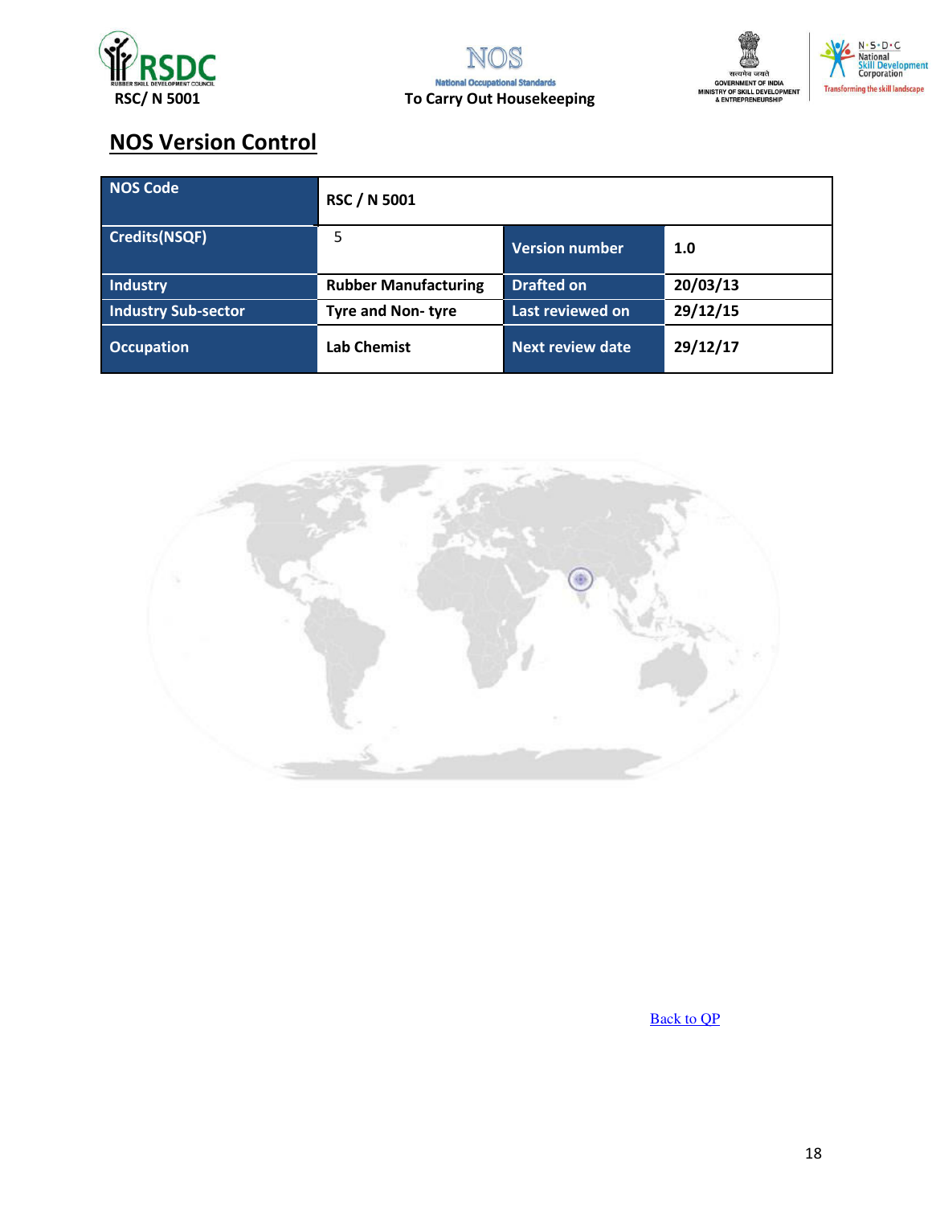## NOS Version Control

| NOS Code | RSC / N 5001 | | |
|---|---|---|---|
| Credits(NSQF) | 5 | Version number | 1.0 |
| Industry | Rubber Manufacturing | Drafted on | 20/03/13 |
| Industry Sub-sector | Tyre and Non- tyre | Last reviewed on | 29/12/15 |
| Occupation | Lab Chemist | Next review date | 29/12/17 |

Back to QP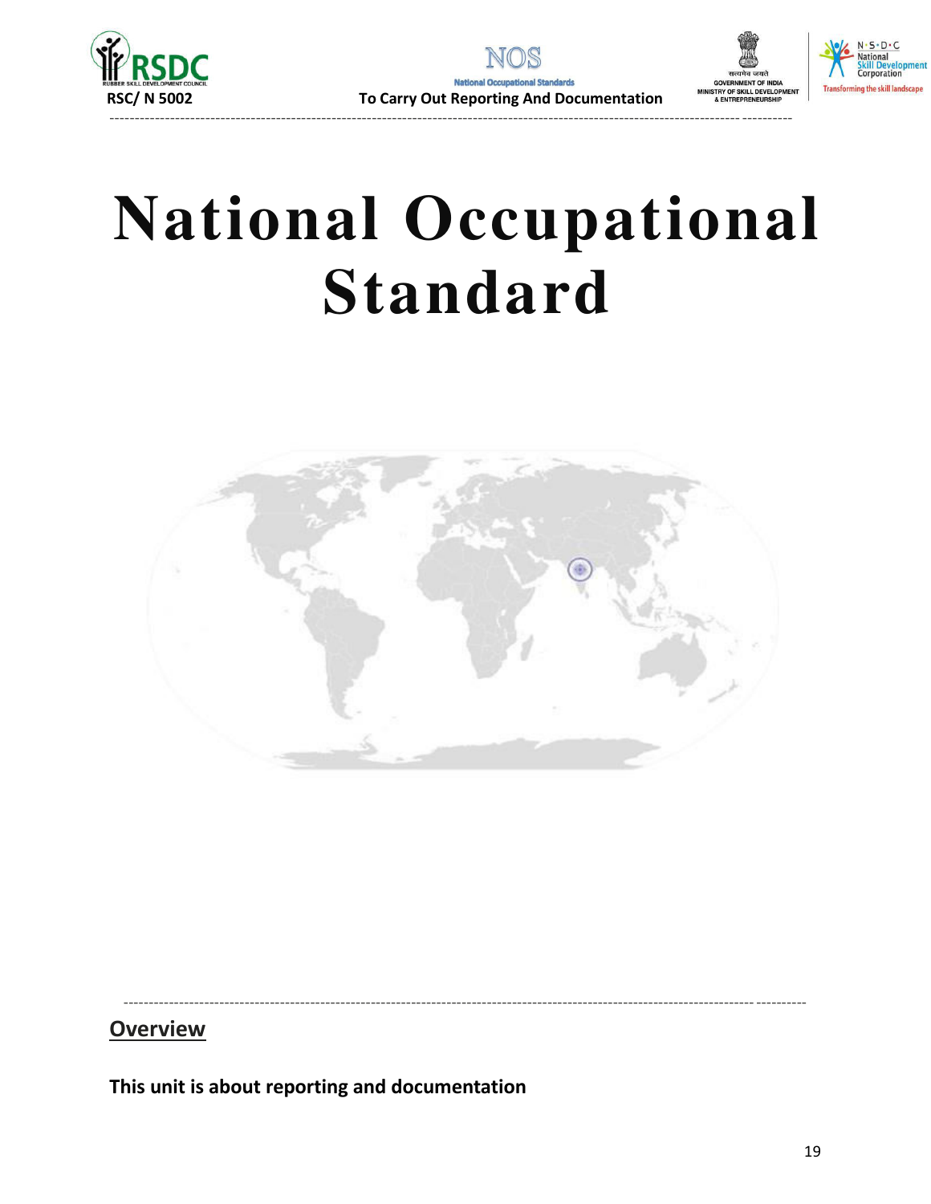# National Occupational Standard

## Overview

**This unit is about reporting and documentation**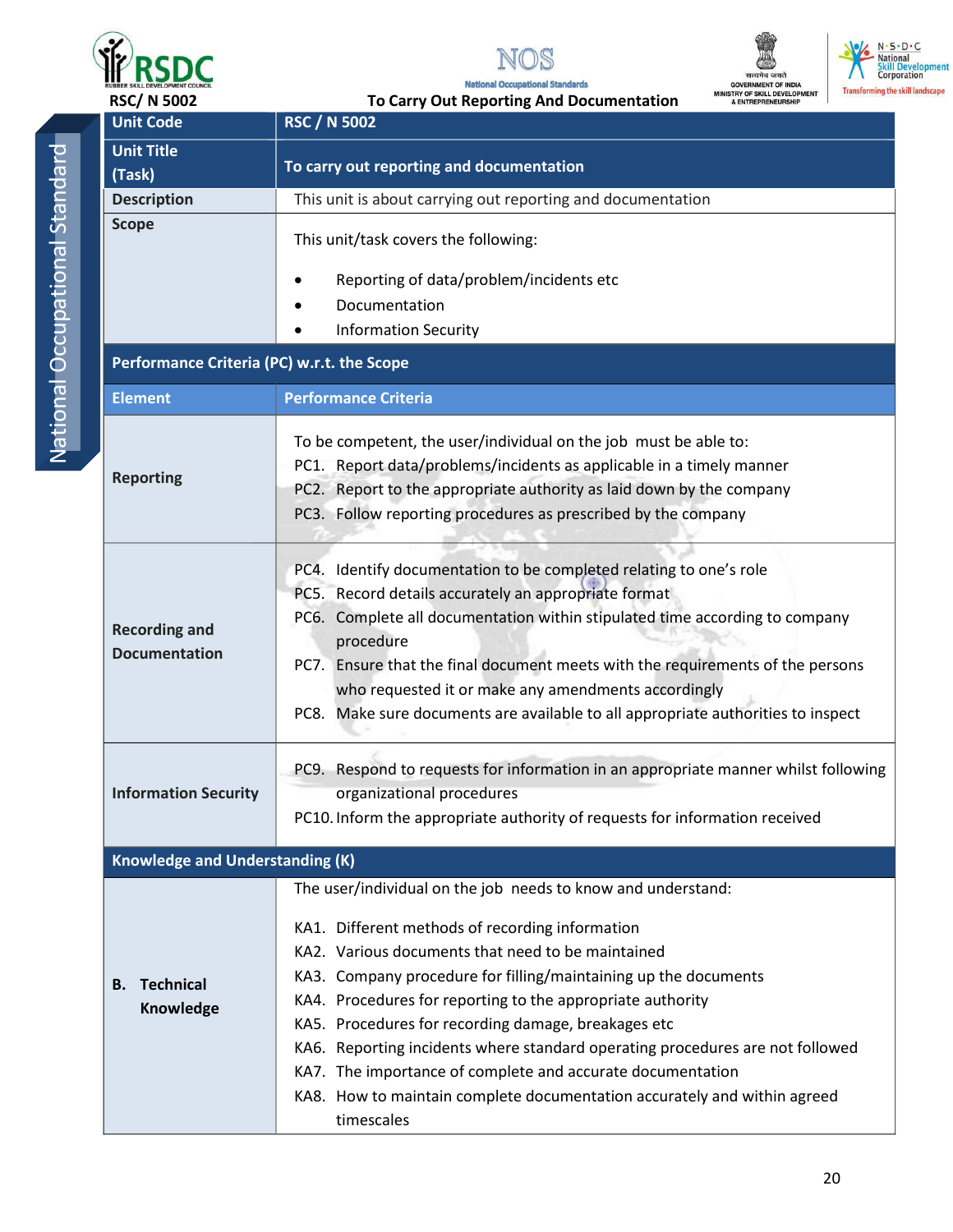| Unit Code | RSC / N 5002 |
|---|---|
| Unit Title (Task) | To carry out reporting and documentation |
| Description | This unit is about carrying out reporting and documentation |
| Scope | This unit/task covers the following:<br><br>• Reporting of data/problem/incidents etc<br>• Documentation<br>• Information Security |
| **Performance Criteria (PC) w.r.t. the Scope** | |
| **Element** | **Performance Criteria** |
| **Reporting** | To be competent, the user/individual on the job must be able to:<br>PC1. Report data/problems/incidents as applicable in a timely manner<br>PC2. Report to the appropriate authority as laid down by the company<br>PC3. Follow reporting procedures as prescribed by the company |
| **Recording and Documentation** | PC4. Identify documentation to be completed relating to one's role<br>PC5. Record details accurately an appropriate format<br>PC6. Complete all documentation within stipulated time according to company procedure<br>PC7. Ensure that the final document meets with the requirements of the persons who requested it or make any amendments accordingly<br>PC8. Make sure documents are available to all appropriate authorities to inspect |
| **Information Security** | PC9. Respond to requests for information in an appropriate manner whilst following organizational procedures<br>PC10. Inform the appropriate authority of requests for information received |
| **Knowledge and Understanding (K)** | |
| **B. Technical Knowledge** | The user/individual on the job needs to know and understand:<br><br>KA1. Different methods of recording information<br>KA2. Various documents that need to be maintained<br>KA3. Company procedure for filling/maintaining up the documents<br>KA4. Procedures for reporting to the appropriate authority<br>KA5. Procedures for recording damage, breakages etc<br>KA6. Reporting incidents where standard operating procedures are not followed<br>KA7. The importance of complete and accurate documentation<br>KA8. How to maintain complete documentation accurately and within agreed timescales |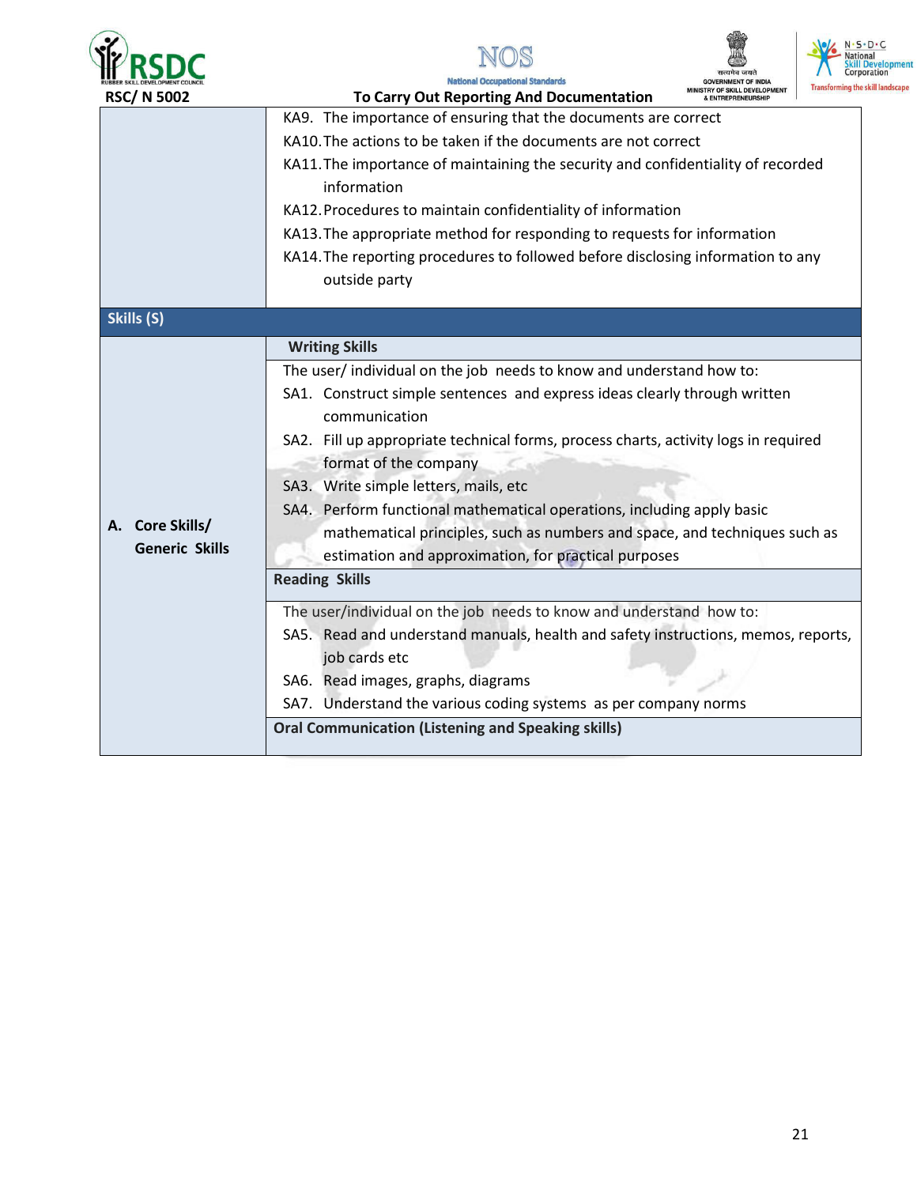| | |
|---|---|
| | KA9. The importance of ensuring that the documents are correct<br>KA10. The actions to be taken if the documents are not correct<br>KA11. The importance of maintaining the security and confidentiality of recorded information<br>KA12. Procedures to maintain confidentiality of information<br>KA13. The appropriate method for responding to requests for information<br>KA14. The reporting procedures to followed before disclosing information to any outside party |
| **Skills (S)** | |
| **A. Core Skills/ Generic Skills** | **Writing Skills** |
| | The user/ individual on the job needs to know and understand how to:<br>SA1. Construct simple sentences and express ideas clearly through written communication<br>SA2. Fill up appropriate technical forms, process charts, activity logs in required format of the company<br>SA3. Write simple letters, mails, etc<br>SA4. Perform functional mathematical operations, including apply basic mathematical principles, such as numbers and space, and techniques such as estimation and approximation, for practical purposes |
| | **Reading Skills** |
| | The user/individual on the job needs to know and understand how to:<br>SA5. Read and understand manuals, health and safety instructions, memos, reports, job cards etc<br>SA6. Read images, graphs, diagrams<br>SA7. Understand the various coding systems as per company norms |
| | **Oral Communication (Listening and Speaking skills)** |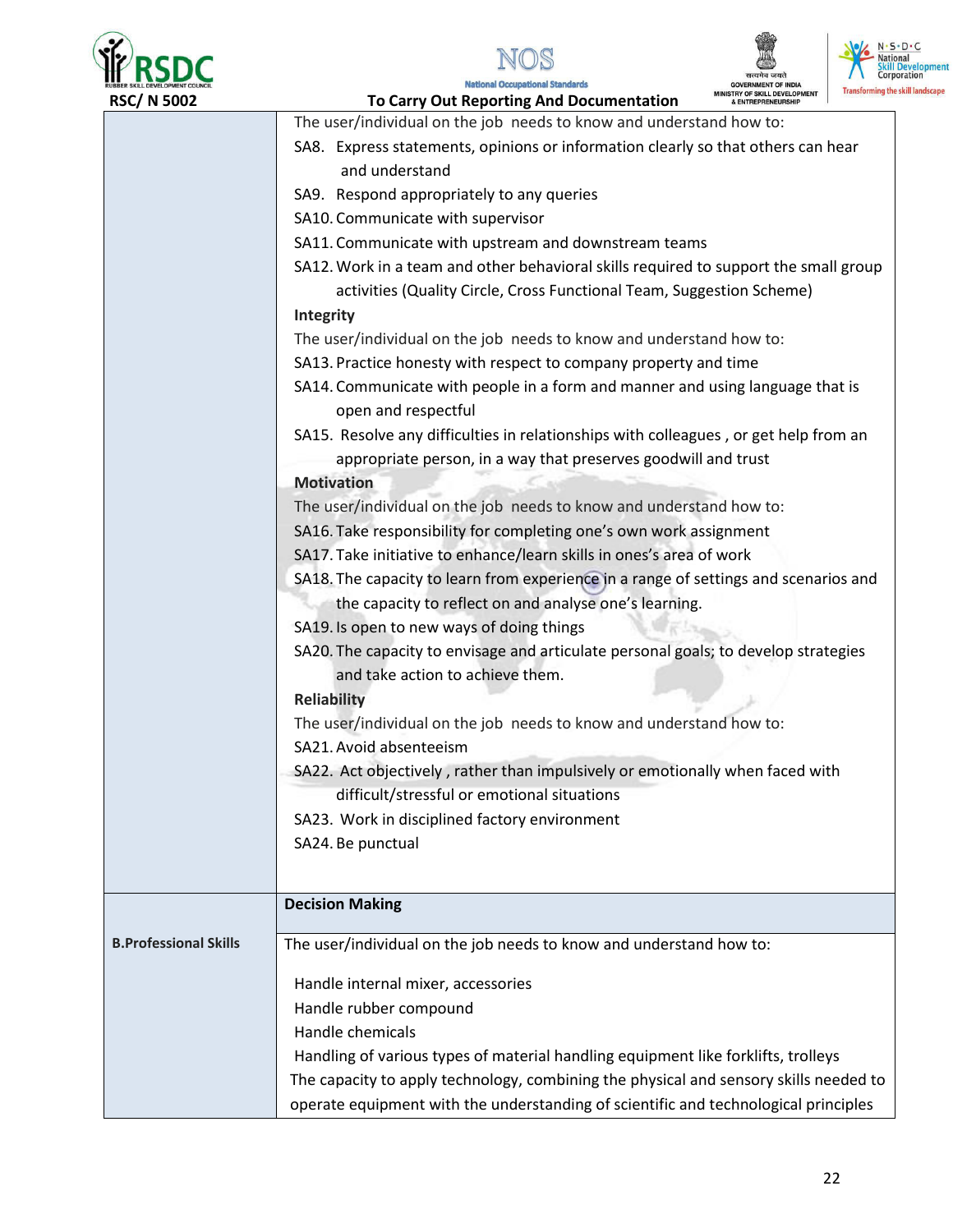| | |
|---|---|
| | The user/individual on the job needs to know and understand how to:<br>SA8. Express statements, opinions or information clearly so that others can hear and understand<br>SA9. Respond appropriately to any queries<br>SA10. Communicate with supervisor<br>SA11. Communicate with upstream and downstream teams<br>SA12. Work in a team and other behavioral skills required to support the small group activities (Quality Circle, Cross Functional Team, Suggestion Scheme)<br>**Integrity**<br>The user/individual on the job needs to know and understand how to:<br>SA13. Practice honesty with respect to company property and time<br>SA14. Communicate with people in a form and manner and using language that is open and respectful<br>SA15. Resolve any difficulties in relationships with colleagues , or get help from an appropriate person, in a way that preserves goodwill and trust<br>**Motivation**<br>The user/individual on the job needs to know and understand how to:<br>SA16. Take responsibility for completing one's own work assignment<br>SA17. Take initiative to enhance/learn skills in ones's area of work<br>SA18. The capacity to learn from experience in a range of settings and scenarios and the capacity to reflect on and analyse one's learning.<br>SA19. Is open to new ways of doing things<br>SA20. The capacity to envisage and articulate personal goals; to develop strategies and take action to achieve them.<br>**Reliability**<br>The user/individual on the job needs to know and understand how to:<br>SA21. Avoid absenteeism<br>SA22. Act objectively , rather than impulsively or emotionally when faced with difficult/stressful or emotional situations<br>SA23. Work in disciplined factory environment<br>SA24. Be punctual |
| | **Decision Making** |
| **B.Professional Skills** | The user/individual on the job needs to know and understand how to:<br><br>Handle internal mixer, accessories<br>Handle rubber compound<br>Handle chemicals<br>Handling of various types of material handling equipment like forklifts, trolleys<br>The capacity to apply technology, combining the physical and sensory skills needed to operate equipment with the understanding of scientific and technological principles |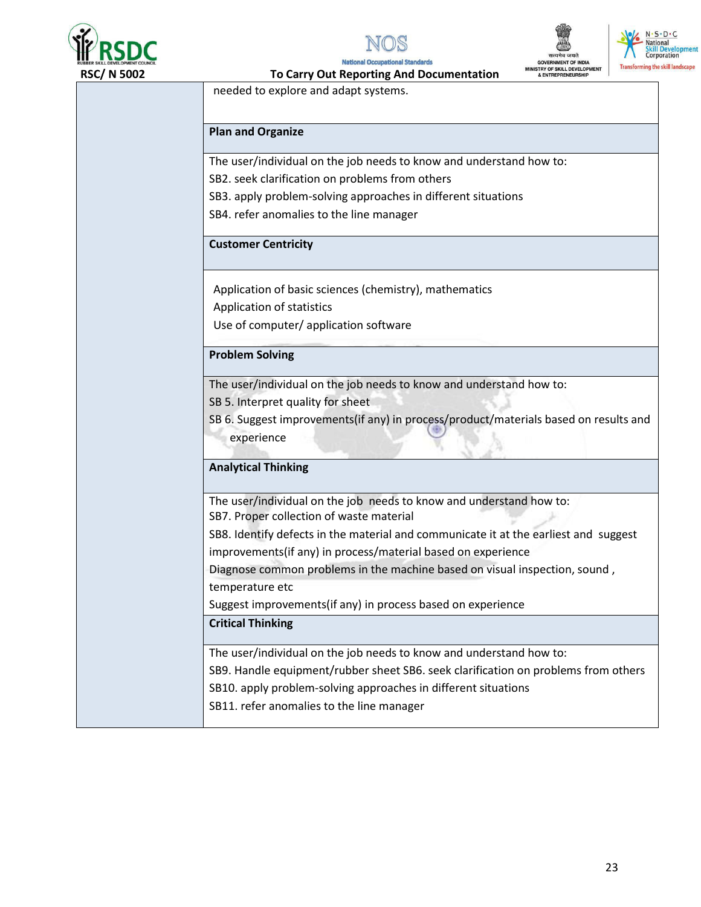| | |
|---|---|
| | needed to explore and adapt systems. |
| | **Plan and Organize** |
| | The user/individual on the job needs to know and understand how to:<br>SB2. seek clarification on problems from others<br>SB3. apply problem-solving approaches in different situations<br>SB4. refer anomalies to the line manager |
| | **Customer Centricity** |
| | Application of basic sciences (chemistry), mathematics<br>Application of statistics<br>Use of computer/ application software |
| | **Problem Solving** |
| | The user/individual on the job needs to know and understand how to:<br>SB 5. Interpret quality for sheet<br>SB 6. Suggest improvements(if any) in process/product/materials based on results and experience |
| | **Analytical Thinking** |
| | The user/individual on the job needs to know and understand how to:<br>SB7. Proper collection of waste material<br>SB8. Identify defects in the material and communicate it at the earliest and suggest improvements(if any) in process/material based on experience<br>Diagnose common problems in the machine based on visual inspection, sound , temperature etc<br>Suggest improvements(if any) in process based on experience |
| | **Critical Thinking** |
| | The user/individual on the job needs to know and understand how to:<br>SB9. Handle equipment/rubber sheet SB6. seek clarification on problems from others<br>SB10. apply problem-solving approaches in different situations<br>SB11. refer anomalies to the line manager |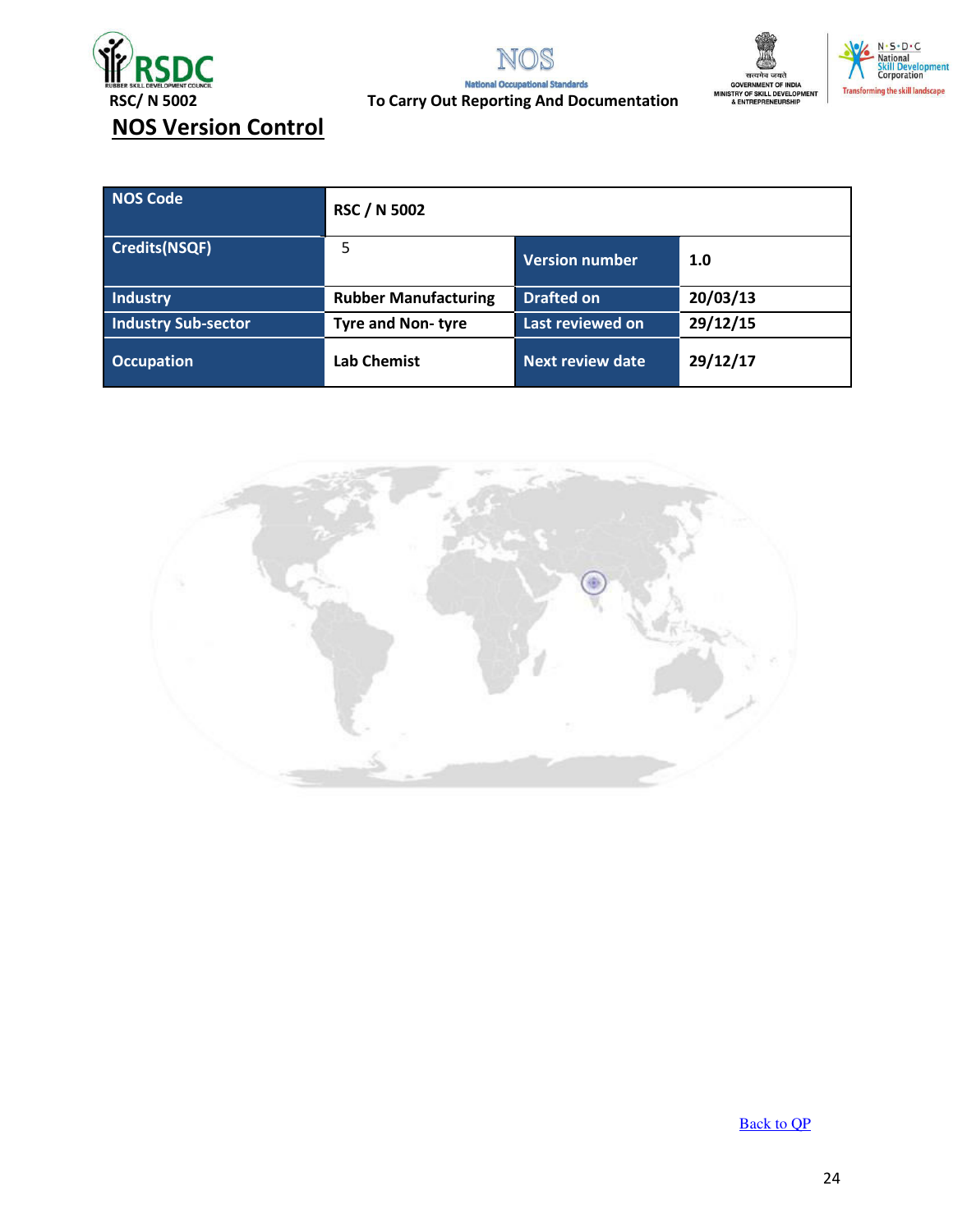## NOS Version Control

| NOS Code | RSC / N 5002 | | |
|---|---|---|---|
| Credits(NSQF) | 5 | Version number | 1.0 |
| Industry | Rubber Manufacturing | Drafted on | 20/03/13 |
| Industry Sub-sector | Tyre and Non- tyre | Last reviewed on | 29/12/15 |
| Occupation | Lab Chemist | Next review date | 29/12/17 |

Back to QP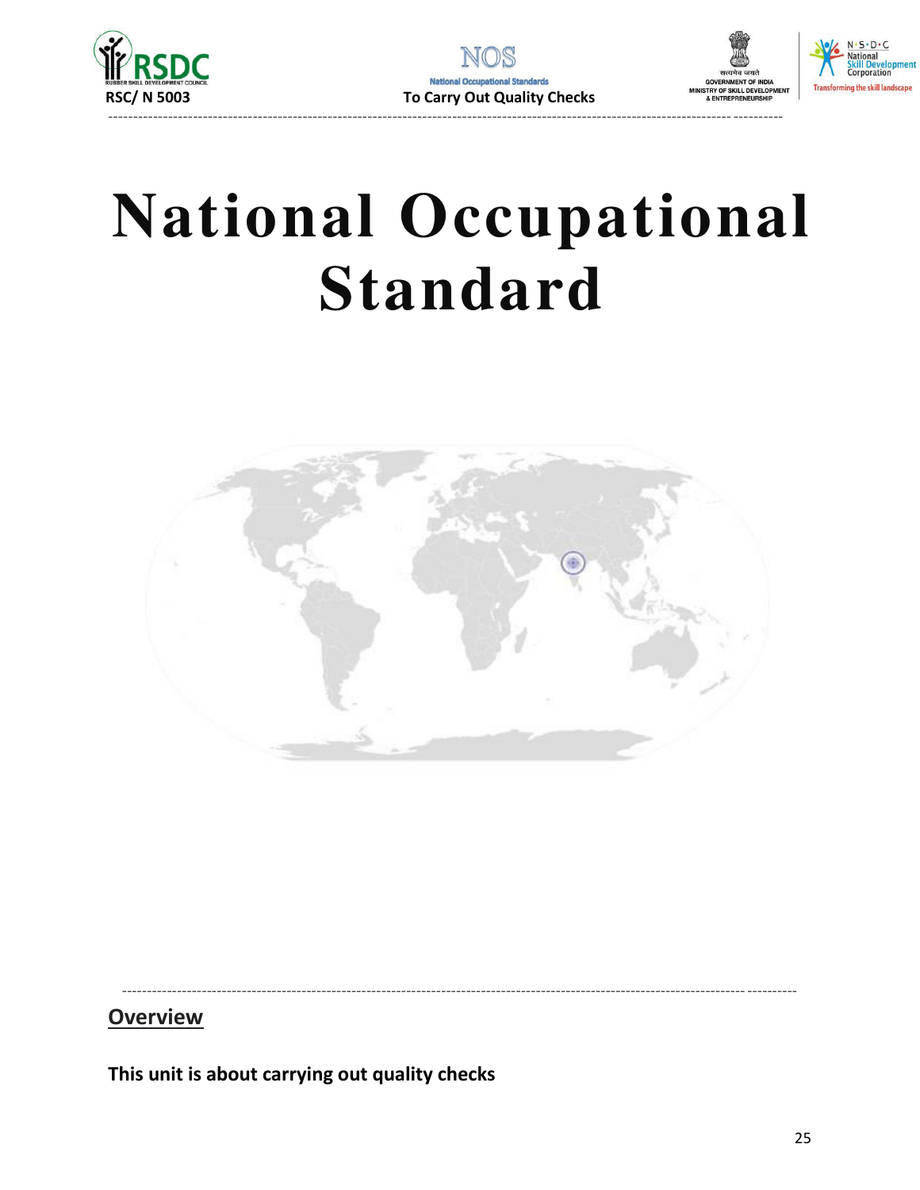# National Occupational Standard

## Overview

**This unit is about carrying out quality checks**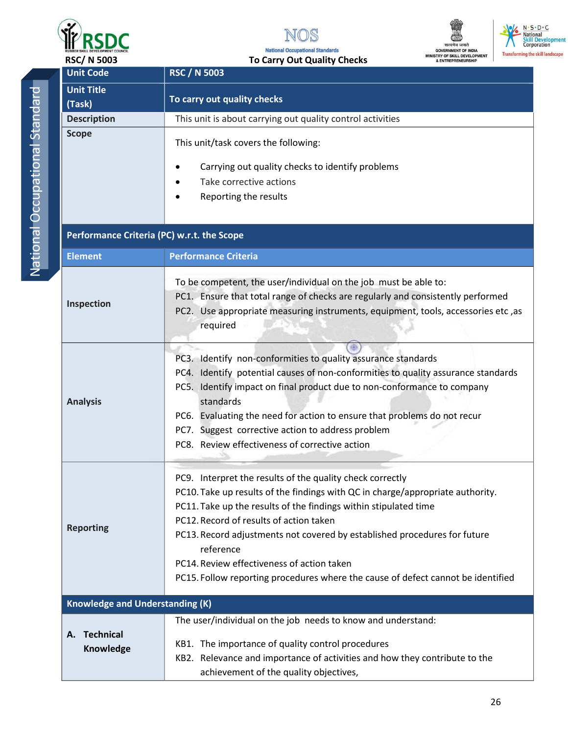| Unit Code | RSC / N 5003 |
|---|---|
| Unit Title (Task) | To carry out quality checks |
| Description | This unit is about carrying out quality control activities |
| Scope | This unit/task covers the following:<br><br>• Carrying out quality checks to identify problems<br>• Take corrective actions<br>• Reporting the results |
| **Performance Criteria (PC) w.r.t. the Scope** | |
| **Element** | **Performance Criteria** |
| Inspection | To be competent, the user/individual on the job must be able to:<br>PC1. Ensure that total range of checks are regularly and consistently performed<br>PC2. Use appropriate measuring instruments, equipment, tools, accessories etc ,as required |
| Analysis | PC3. Identify non-conformities to quality assurance standards<br>PC4. Identify potential causes of non-conformities to quality assurance standards<br>PC5. Identify impact on final product due to non-conformance to company standards<br>PC6. Evaluating the need for action to ensure that problems do not recur<br>PC7. Suggest corrective action to address problem<br>PC8. Review effectiveness of corrective action |
| Reporting | PC9. Interpret the results of the quality check correctly<br>PC10. Take up results of the findings with QC in charge/appropriate authority.<br>PC11. Take up the results of the findings within stipulated time<br>PC12. Record of results of action taken<br>PC13. Record adjustments not covered by established procedures for future reference<br>PC14. Review effectiveness of action taken<br>PC15. Follow reporting procedures where the cause of defect cannot be identified |
| **Knowledge and Understanding (K)** | |
| A. Technical Knowledge | The user/individual on the job needs to know and understand:<br><br>KB1. The importance of quality control procedures<br>KB2. Relevance and importance of activities and how they contribute to the achievement of the quality objectives, |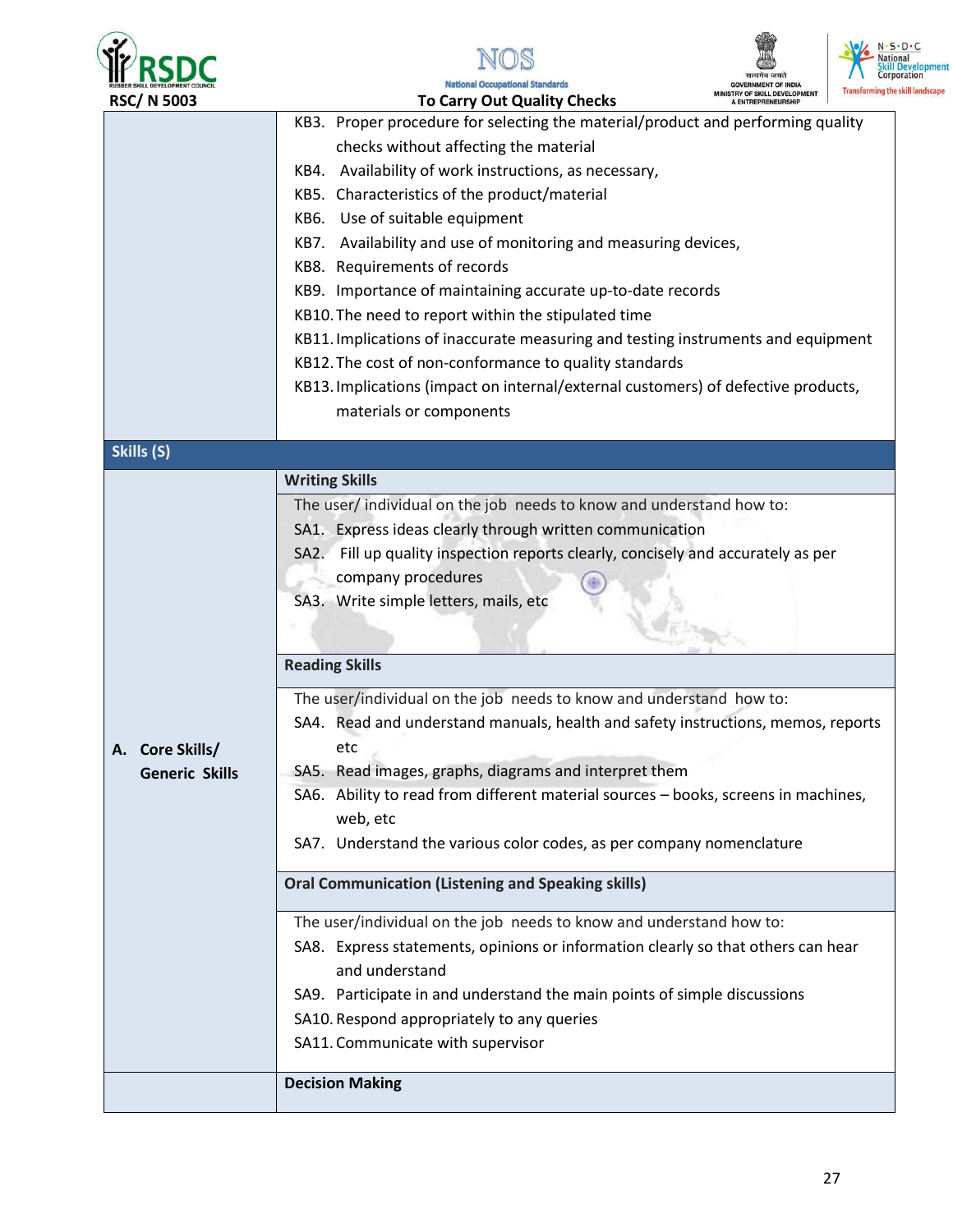| | |
|---|---|
| | KB3. Proper procedure for selecting the material/product and performing quality checks without affecting the material<br>KB4. Availability of work instructions, as necessary,<br>KB5. Characteristics of the product/material<br>KB6. Use of suitable equipment<br>KB7. Availability and use of monitoring and measuring devices,<br>KB8. Requirements of records<br>KB9. Importance of maintaining accurate up-to-date records<br>KB10. The need to report within the stipulated time<br>KB11. Implications of inaccurate measuring and testing instruments and equipment<br>KB12. The cost of non-conformance to quality standards<br>KB13. Implications (impact on internal/external customers) of defective products, materials or components |
| **Skills (S)** | |
| **A. Core Skills/ Generic Skills** | **Writing Skills** |
| | The user/ individual on the job needs to know and understand how to:<br>SA1. Express ideas clearly through written communication<br>SA2. Fill up quality inspection reports clearly, concisely and accurately as per company procedures<br>SA3. Write simple letters, mails, etc |
| | **Reading Skills** |
| | The user/individual on the job needs to know and understand how to:<br>SA4. Read and understand manuals, health and safety instructions, memos, reports etc<br>SA5. Read images, graphs, diagrams and interpret them<br>SA6. Ability to read from different material sources – books, screens in machines, web, etc<br>SA7. Understand the various color codes, as per company nomenclature |
| | **Oral Communication (Listening and Speaking skills)** |
| | The user/individual on the job needs to know and understand how to:<br>SA8. Express statements, opinions or information clearly so that others can hear and understand<br>SA9. Participate in and understand the main points of simple discussions<br>SA10. Respond appropriately to any queries<br>SA11. Communicate with supervisor |
| | **Decision Making** |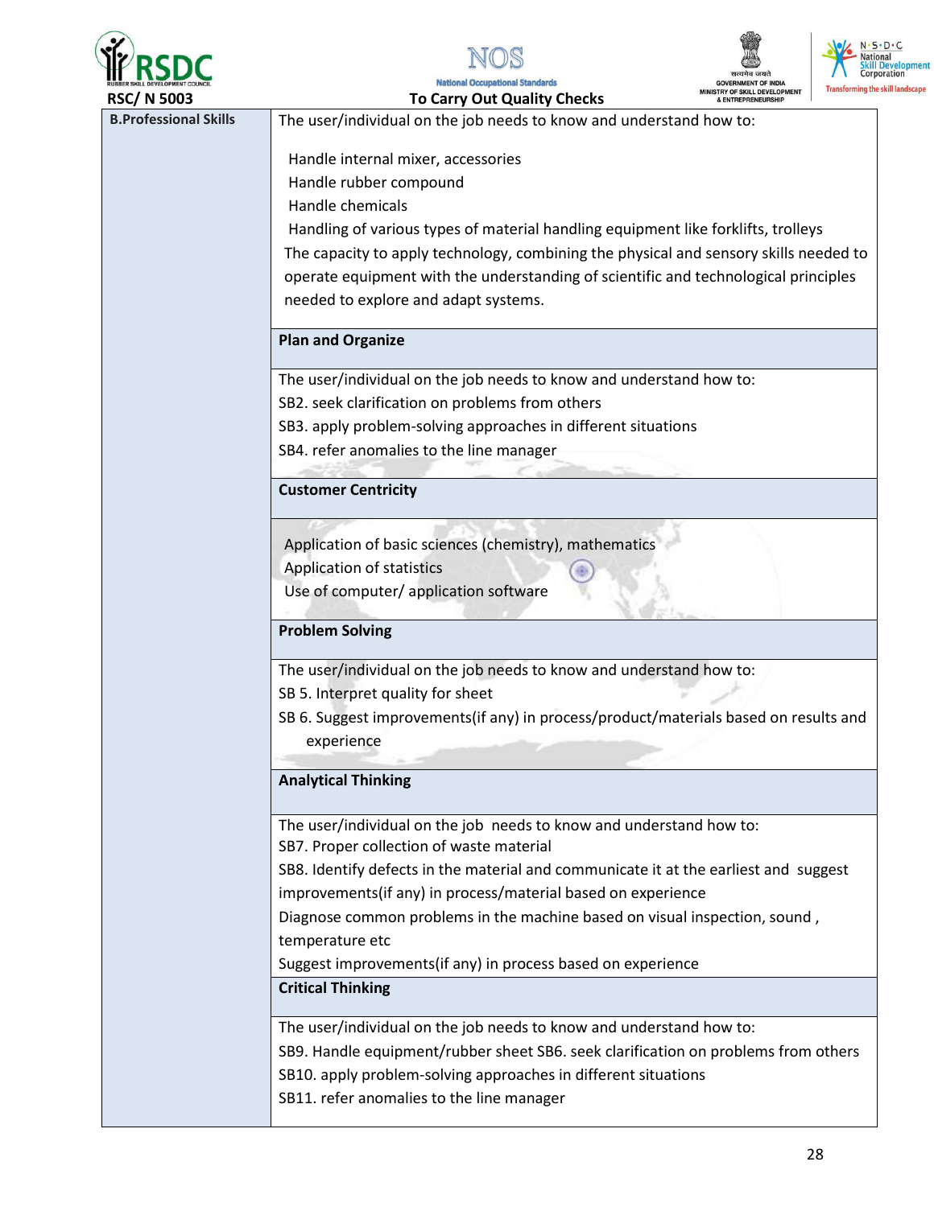| B.Professional Skills | The user/individual on the job needs to know and understand how to:<br><br>Handle internal mixer, accessories<br>Handle rubber compound<br>Handle chemicals<br>Handling of various types of material handling equipment like forklifts, trolleys<br>The capacity to apply technology, combining the physical and sensory skills needed to operate equipment with the understanding of scientific and technological principles needed to explore and adapt systems. |
|---|---|
| | **Plan and Organize** |
| | The user/individual on the job needs to know and understand how to:<br>SB2. seek clarification on problems from others<br>SB3. apply problem-solving approaches in different situations<br>SB4. refer anomalies to the line manager |
| | **Customer Centricity** |
| | Application of basic sciences (chemistry), mathematics<br>Application of statistics<br>Use of computer/ application software |
| | **Problem Solving** |
| | The user/individual on the job needs to know and understand how to:<br>SB 5. Interpret quality for sheet<br>SB 6. Suggest improvements(if any) in process/product/materials based on results and experience |
| | **Analytical Thinking** |
| | The user/individual on the job needs to know and understand how to:<br>SB7. Proper collection of waste material<br>SB8. Identify defects in the material and communicate it at the earliest and suggest improvements(if any) in process/material based on experience<br>Diagnose common problems in the machine based on visual inspection, sound , temperature etc<br>Suggest improvements(if any) in process based on experience |
| | **Critical Thinking** |
| | The user/individual on the job needs to know and understand how to:<br>SB9. Handle equipment/rubber sheet SB6. seek clarification on problems from others<br>SB10. apply problem-solving approaches in different situations<br>SB11. refer anomalies to the line manager |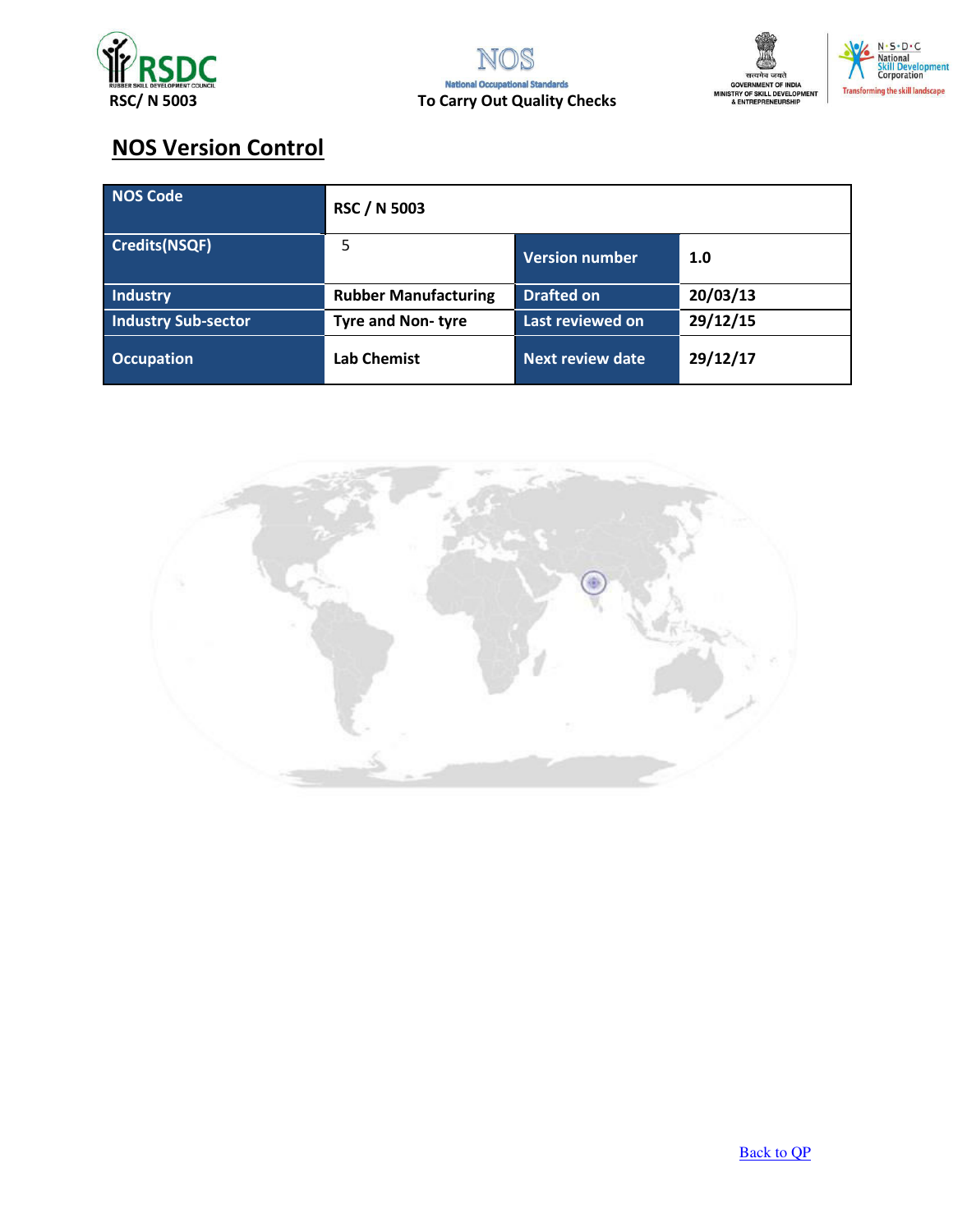## NOS Version Control

| NOS Code | RSC / N 5003 | | |
|---|---|---|---|
| Credits(NSQF) | 5 | Version number | 1.0 |
| Industry | Rubber Manufacturing | Drafted on | 20/03/13 |
| Industry Sub-sector | Tyre and Non- tyre | Last reviewed on | 29/12/15 |
| Occupation | Lab Chemist | Next review date | 29/12/17 |

Back to QP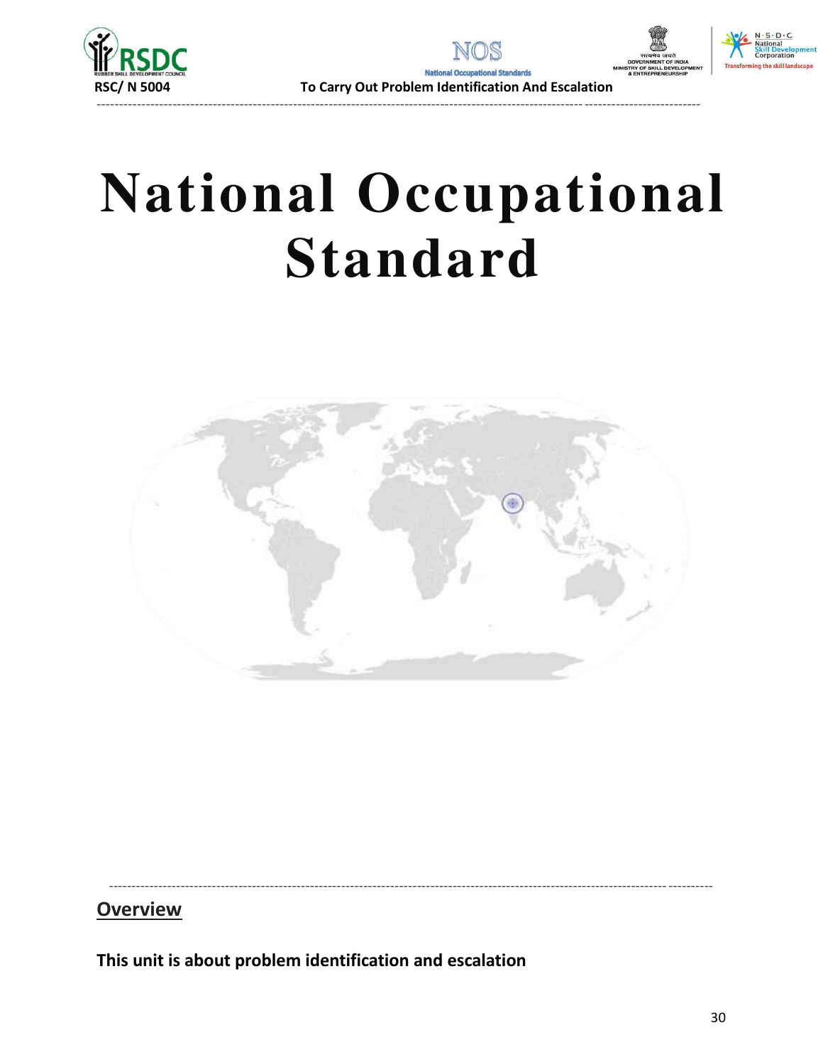# National Occupational Standard

## Overview

**This unit is about problem identification and escalation**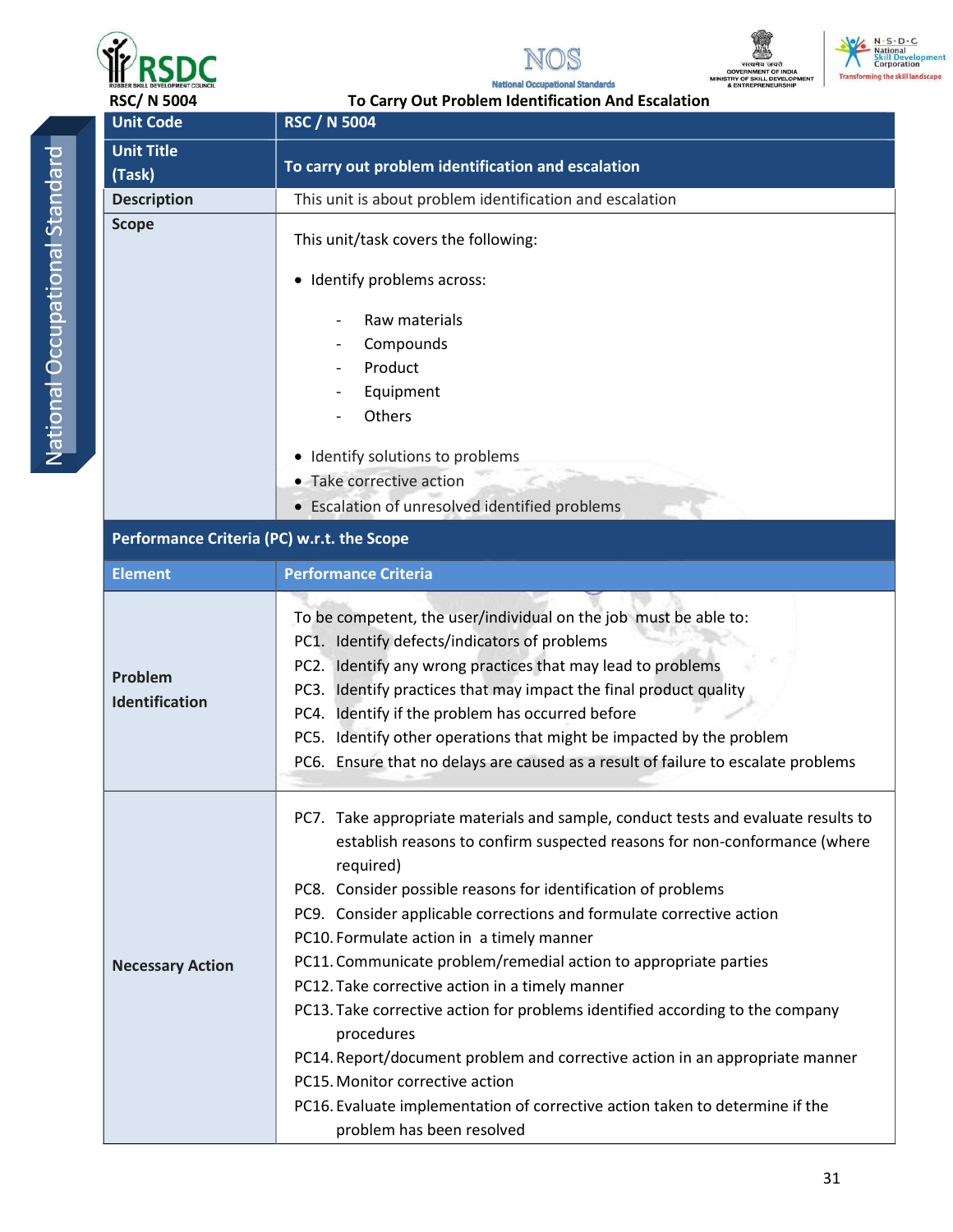RSC/ N 5004 To Carry Out Problem Identification And Escalation

| Unit Code | RSC / N 5004 |
|---|---|
| Unit Title (Task) | To carry out problem identification and escalation |
| Description | This unit is about problem identification and escalation |
| Scope | This unit/task covers the following:<br><br>• Identify problems across:<br>- Raw materials<br>- Compounds<br>- Product<br>- Equipment<br>- Others<br><br>• Identify solutions to problems<br>• Take corrective action<br>• Escalation of unresolved identified problems |

**Performance Criteria (PC) w.r.t. the Scope**

| Element | Performance Criteria |
|---|---|
| Problem Identification | To be competent, the user/individual on the job must be able to:<br>PC1. Identify defects/indicators of problems<br>PC2. Identify any wrong practices that may lead to problems<br>PC3. Identify practices that may impact the final product quality<br>PC4. Identify if the problem has occurred before<br>PC5. Identify other operations that might be impacted by the problem<br>PC6. Ensure that no delays are caused as a result of failure to escalate problems |
| Necessary Action | PC7. Take appropriate materials and sample, conduct tests and evaluate results to establish reasons to confirm suspected reasons for non-conformance (where required)<br>PC8. Consider possible reasons for identification of problems<br>PC9. Consider applicable corrections and formulate corrective action<br>PC10. Formulate action in a timely manner<br>PC11. Communicate problem/remedial action to appropriate parties<br>PC12. Take corrective action in a timely manner<br>PC13. Take corrective action for problems identified according to the company procedures<br>PC14. Report/document problem and corrective action in an appropriate manner<br>PC15. Monitor corrective action<br>PC16. Evaluate implementation of corrective action taken to determine if the problem has been resolved |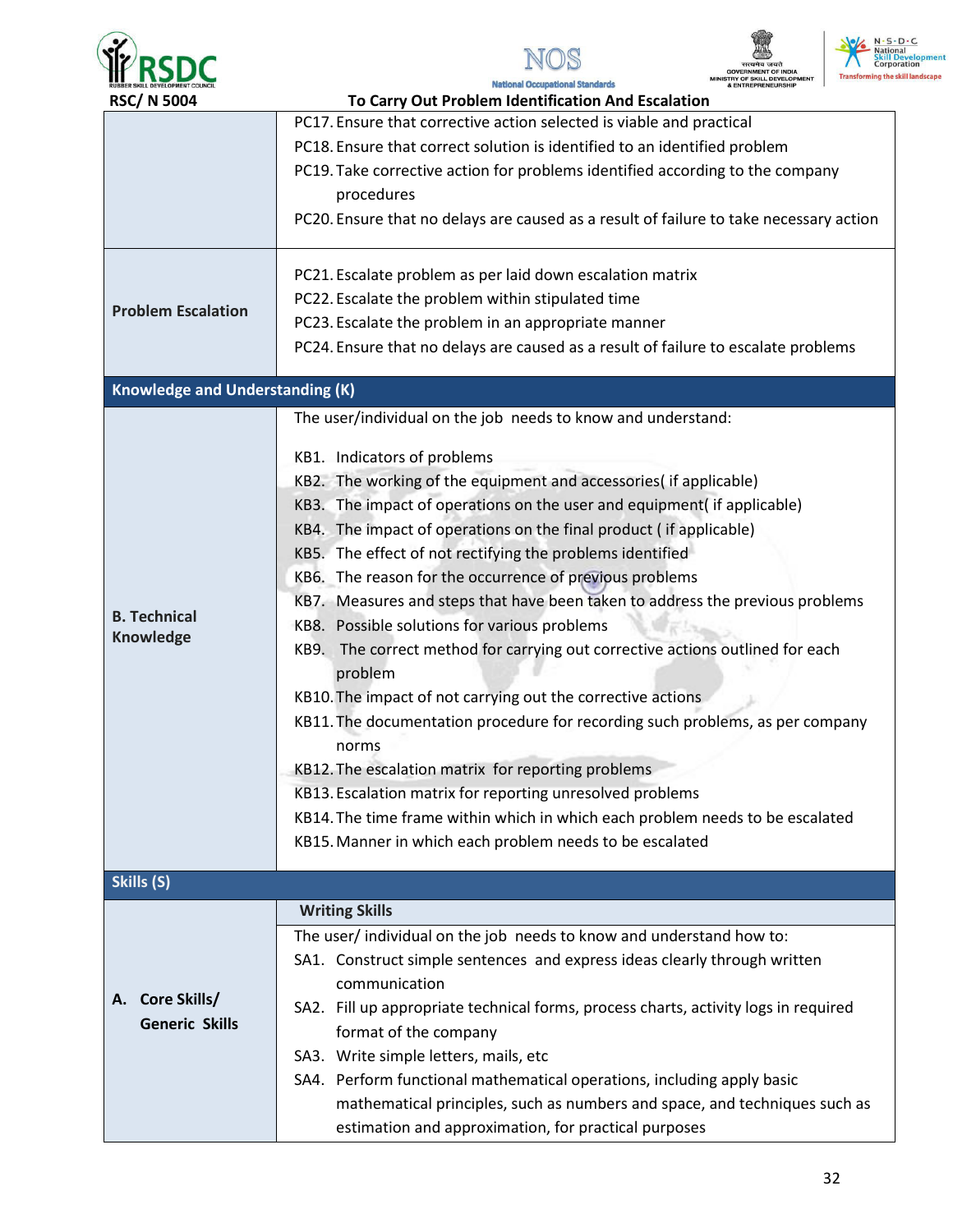| | |
|---|---|
| | PC17. Ensure that corrective action selected is viable and practical<br>PC18. Ensure that correct solution is identified to an identified problem<br>PC19. Take corrective action for problems identified according to the company procedures<br>PC20. Ensure that no delays are caused as a result of failure to take necessary action |
| **Problem Escalation** | PC21. Escalate problem as per laid down escalation matrix<br>PC22. Escalate the problem within stipulated time<br>PC23. Escalate the problem in an appropriate manner<br>PC24. Ensure that no delays are caused as a result of failure to escalate problems |
| **Knowledge and Understanding (K)** | |
| **B. Technical Knowledge** | The user/individual on the job needs to know and understand:<br><br>KB1. Indicators of problems<br>KB2. The working of the equipment and accessories( if applicable)<br>KB3. The impact of operations on the user and equipment( if applicable)<br>KB4. The impact of operations on the final product ( if applicable)<br>KB5. The effect of not rectifying the problems identified<br>KB6. The reason for the occurrence of previous problems<br>KB7. Measures and steps that have been taken to address the previous problems<br>KB8. Possible solutions for various problems<br>KB9. The correct method for carrying out corrective actions outlined for each problem<br>KB10. The impact of not carrying out the corrective actions<br>KB11. The documentation procedure for recording such problems, as per company norms<br>KB12. The escalation matrix for reporting problems<br>KB13. Escalation matrix for reporting unresolved problems<br>KB14. The time frame within which in which each problem needs to be escalated<br>KB15. Manner in which each problem needs to be escalated |
| **Skills (S)** | |
| **A. Core Skills/ Generic Skills** | **Writing Skills**<br>The user/ individual on the job needs to know and understand how to:<br>SA1. Construct simple sentences and express ideas clearly through written communication<br>SA2. Fill up appropriate technical forms, process charts, activity logs in required format of the company<br>SA3. Write simple letters, mails, etc<br>SA4. Perform functional mathematical operations, including apply basic mathematical principles, such as numbers and space, and techniques such as estimation and approximation, for practical purposes |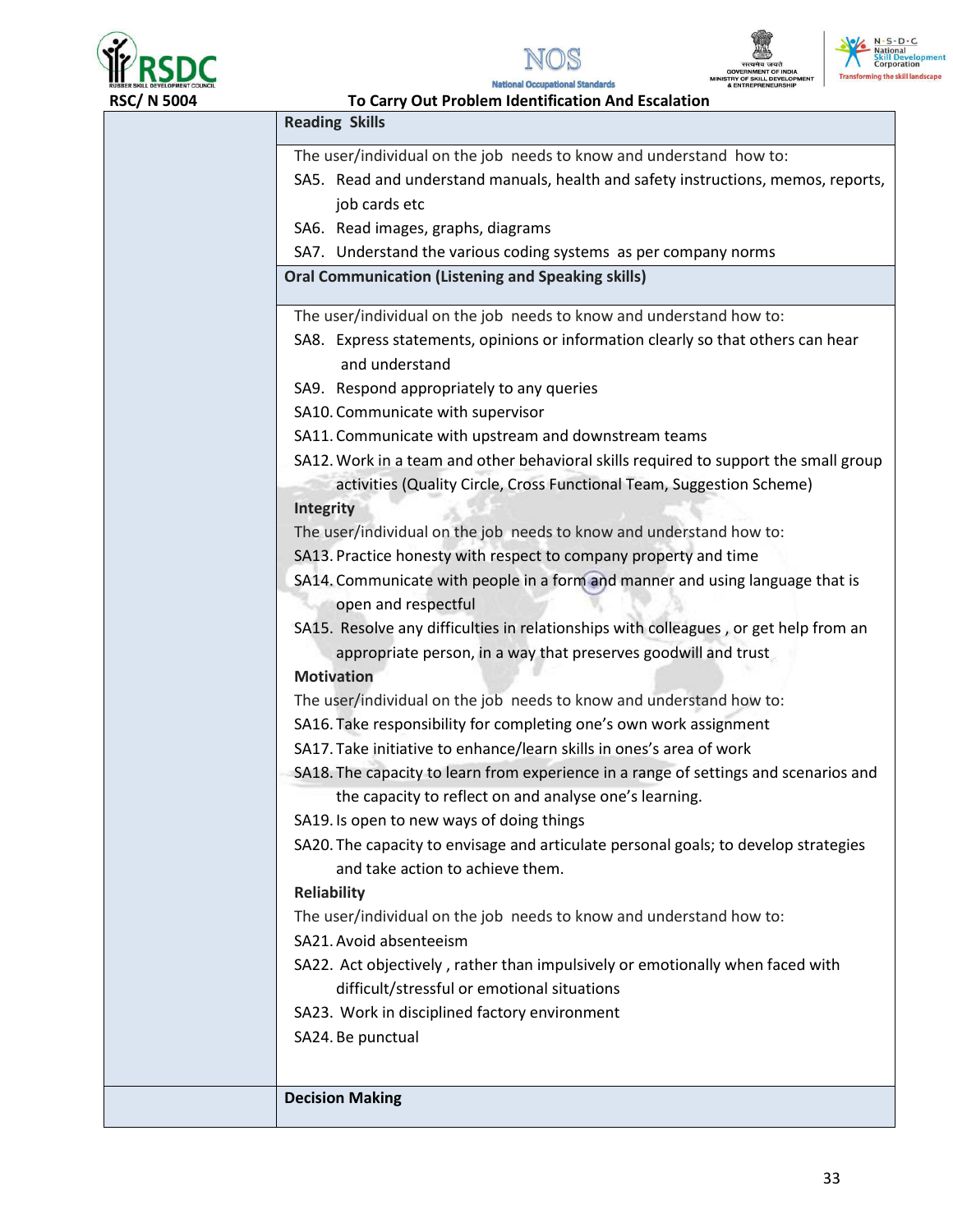| | |
|---|---|
| | **Reading Skills** |
| | The user/individual on the job needs to know and understand how to:<br>SA5. Read and understand manuals, health and safety instructions, memos, reports, job cards etc<br>SA6. Read images, graphs, diagrams<br>SA7. Understand the various coding systems as per company norms |
| | **Oral Communication (Listening and Speaking skills)** |
| | The user/individual on the job needs to know and understand how to:<br>SA8. Express statements, opinions or information clearly so that others can hear and understand<br>SA9. Respond appropriately to any queries<br>SA10. Communicate with supervisor<br>SA11. Communicate with upstream and downstream teams<br>SA12. Work in a team and other behavioral skills required to support the small group activities (Quality Circle, Cross Functional Team, Suggestion Scheme)<br>**Integrity**<br>The user/individual on the job needs to know and understand how to:<br>SA13. Practice honesty with respect to company property and time<br>SA14. Communicate with people in a form and manner and using language that is open and respectful<br>SA15. Resolve any difficulties in relationships with colleagues , or get help from an appropriate person, in a way that preserves goodwill and trust<br>**Motivation**<br>The user/individual on the job needs to know and understand how to:<br>SA16. Take responsibility for completing one's own work assignment<br>SA17. Take initiative to enhance/learn skills in ones's area of work<br>SA18. The capacity to learn from experience in a range of settings and scenarios and the capacity to reflect on and analyse one's learning.<br>SA19. Is open to new ways of doing things<br>SA20. The capacity to envisage and articulate personal goals; to develop strategies and take action to achieve them.<br>**Reliability**<br>The user/individual on the job needs to know and understand how to:<br>SA21. Avoid absenteeism<br>SA22. Act objectively , rather than impulsively or emotionally when faced with difficult/stressful or emotional situations<br>SA23. Work in disciplined factory environment<br>SA24. Be punctual |
| | **Decision Making** |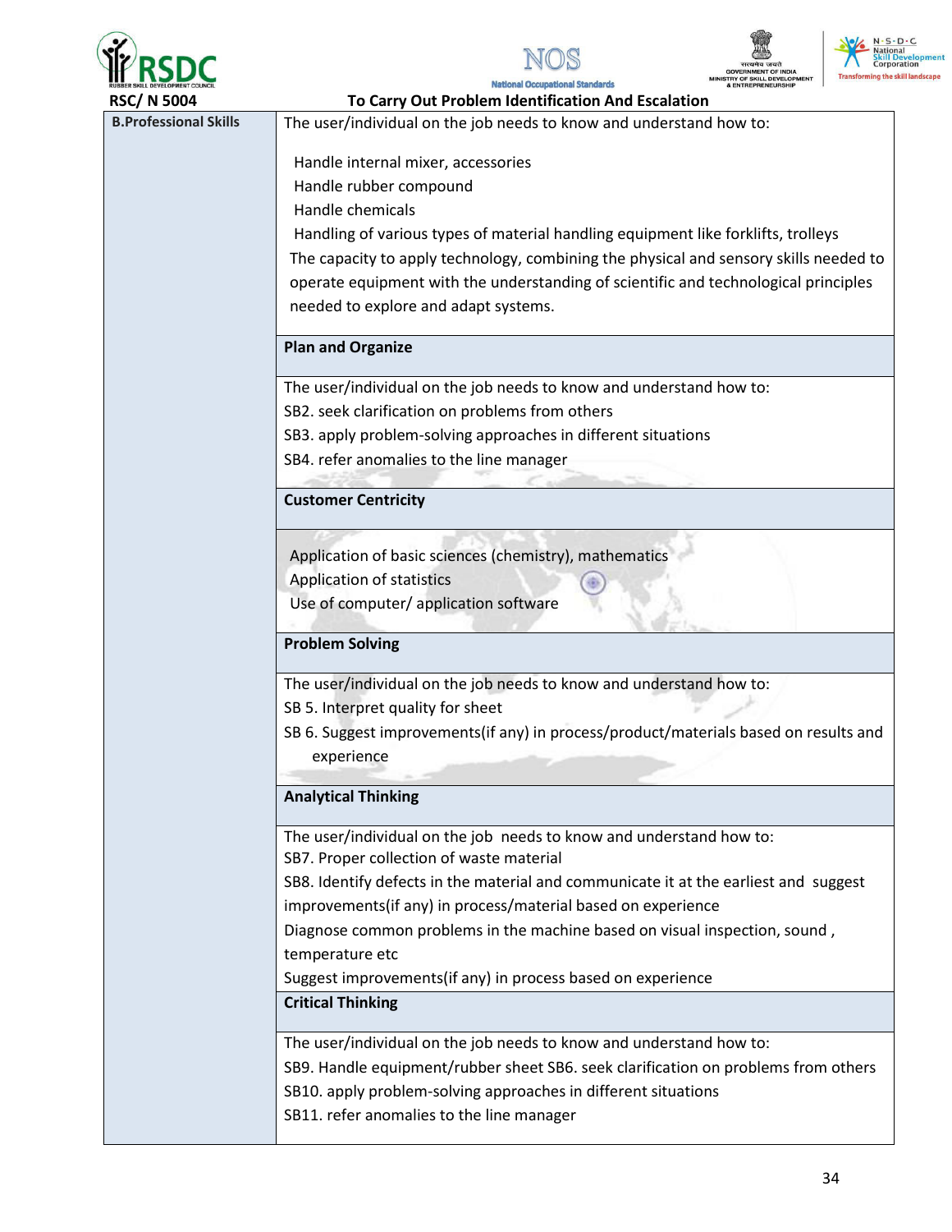RSC/ N 5004 — To Carry Out Problem Identification And Escalation

| | |
|---|---|
| **B.Professional Skills** | The user/individual on the job needs to know and understand how to:<br><br>Handle internal mixer, accessories<br>Handle rubber compound<br>Handle chemicals<br>Handling of various types of material handling equipment like forklifts, trolleys<br>The capacity to apply technology, combining the physical and sensory skills needed to operate equipment with the understanding of scientific and technological principles needed to explore and adapt systems. |
| | **Plan and Organize** |
| | The user/individual on the job needs to know and understand how to:<br>SB2. seek clarification on problems from others<br>SB3. apply problem-solving approaches in different situations<br>SB4. refer anomalies to the line manager |
| | **Customer Centricity** |
| | Application of basic sciences (chemistry), mathematics<br>Application of statistics<br>Use of computer/ application software |
| | **Problem Solving** |
| | The user/individual on the job needs to know and understand how to:<br>SB 5. Interpret quality for sheet<br>SB 6. Suggest improvements(if any) in process/product/materials based on results and experience |
| | **Analytical Thinking** |
| | The user/individual on the job needs to know and understand how to:<br>SB7. Proper collection of waste material<br>SB8. Identify defects in the material and communicate it at the earliest and suggest improvements(if any) in process/material based on experience<br>Diagnose common problems in the machine based on visual inspection, sound , temperature etc<br>Suggest improvements(if any) in process based on experience |
| | **Critical Thinking** |
| | The user/individual on the job needs to know and understand how to:<br>SB9. Handle equipment/rubber sheet SB6. seek clarification on problems from others<br>SB10. apply problem-solving approaches in different situations<br>SB11. refer anomalies to the line manager |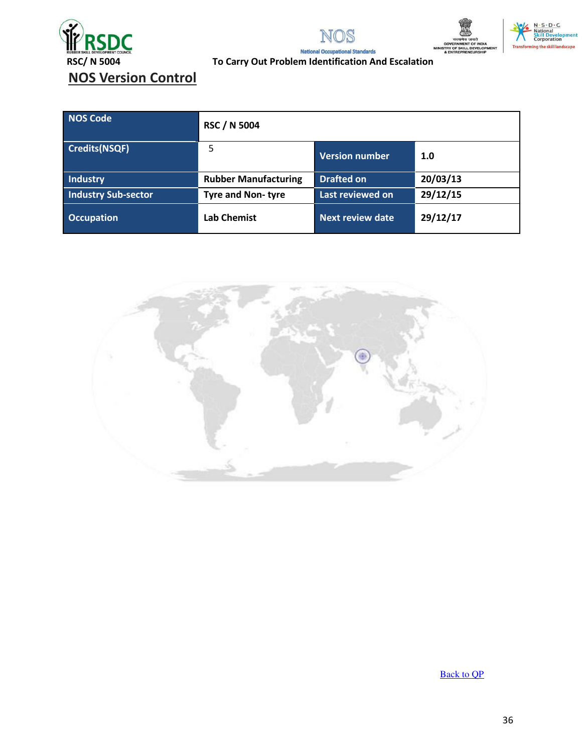## NOS Version Control

| NOS Code | RSC / N 5004 | | |
|---|---|---|---|
| Credits(NSQF) | 5 | Version number | 1.0 |
| Industry | Rubber Manufacturing | Drafted on | 20/03/13 |
| Industry Sub-sector | Tyre and Non- tyre | Last reviewed on | 29/12/15 |
| Occupation | Lab Chemist | Next review date | 29/12/17 |

Back to QP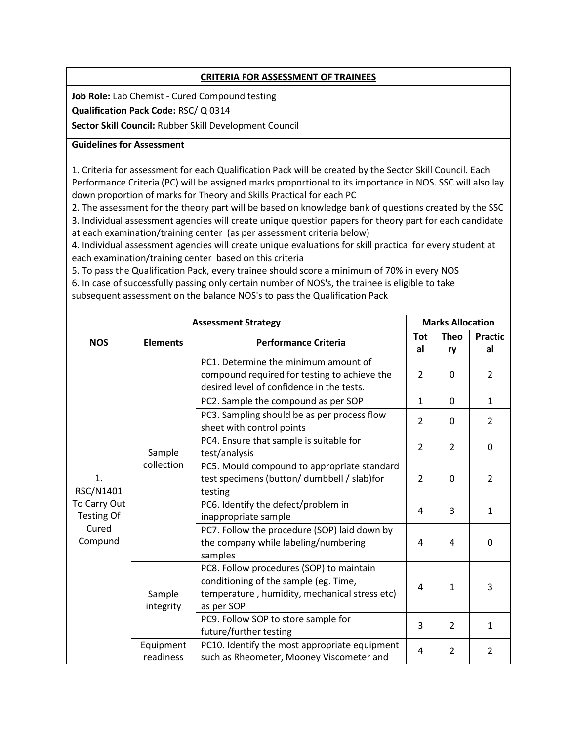**CRITERIA FOR ASSESSMENT OF TRAINEES**

**Job Role:** Lab Chemist - Cured Compound testing

**Qualification Pack Code:** RSC/ Q 0314

**Sector Skill Council:** Rubber Skill Development Council

**Guidelines for Assessment**

1. Criteria for assessment for each Qualification Pack will be created by the Sector Skill Council. Each Performance Criteria (PC) will be assigned marks proportional to its importance in NOS. SSC will also lay down proportion of marks for Theory and Skills Practical for each PC
2. The assessment for the theory part will be based on knowledge bank of questions created by the SSC
3. Individual assessment agencies will create unique question papers for theory part for each candidate at each examination/training center (as per assessment criteria below)
4. Individual assessment agencies will create unique evaluations for skill practical for every student at each examination/training center based on this criteria
5. To pass the Qualification Pack, every trainee should score a minimum of 70% in every NOS
6. In case of successfully passing only certain number of NOS's, the trainee is eligible to take subsequent assessment on the balance NOS's to pass the Qualification Pack

| Assessment Strategy | | | Marks Allocation | | |
|---|---|---|---|---|---|
| NOS | Elements | Performance Criteria | Total | Theory | Practical |
| 1. RSC/N1401 To Carry Out Testing Of Cured Compund | Sample collection | PC1. Determine the minimum amount of compound required for testing to achieve the desired level of confidence in the tests. | 2 | 0 | 2 |
| | | PC2. Sample the compound as per SOP | 1 | 0 | 1 |
| | | PC3. Sampling should be as per process flow sheet with control points | 2 | 0 | 2 |
| | | PC4. Ensure that sample is suitable for test/analysis | 2 | 2 | 0 |
| | | PC5. Mould compound to appropriate standard test specimens (button/ dumbbell / slab)for testing | 2 | 0 | 2 |
| | | PC6. Identify the defect/problem in inappropriate sample | 4 | 3 | 1 |
| | | PC7. Follow the procedure (SOP) laid down by the company while labeling/numbering samples | 4 | 4 | 0 |
| | Sample integrity | PC8. Follow procedures (SOP) to maintain conditioning of the sample (eg. Time, temperature , humidity, mechanical stress etc) as per SOP | 4 | 1 | 3 |
| | | PC9. Follow SOP to store sample for future/further testing | 3 | 2 | 1 |
| | Equipment readiness | PC10. Identify the most appropriate equipment such as Rheometer, Mooney Viscometer and | 4 | 2 | 2 |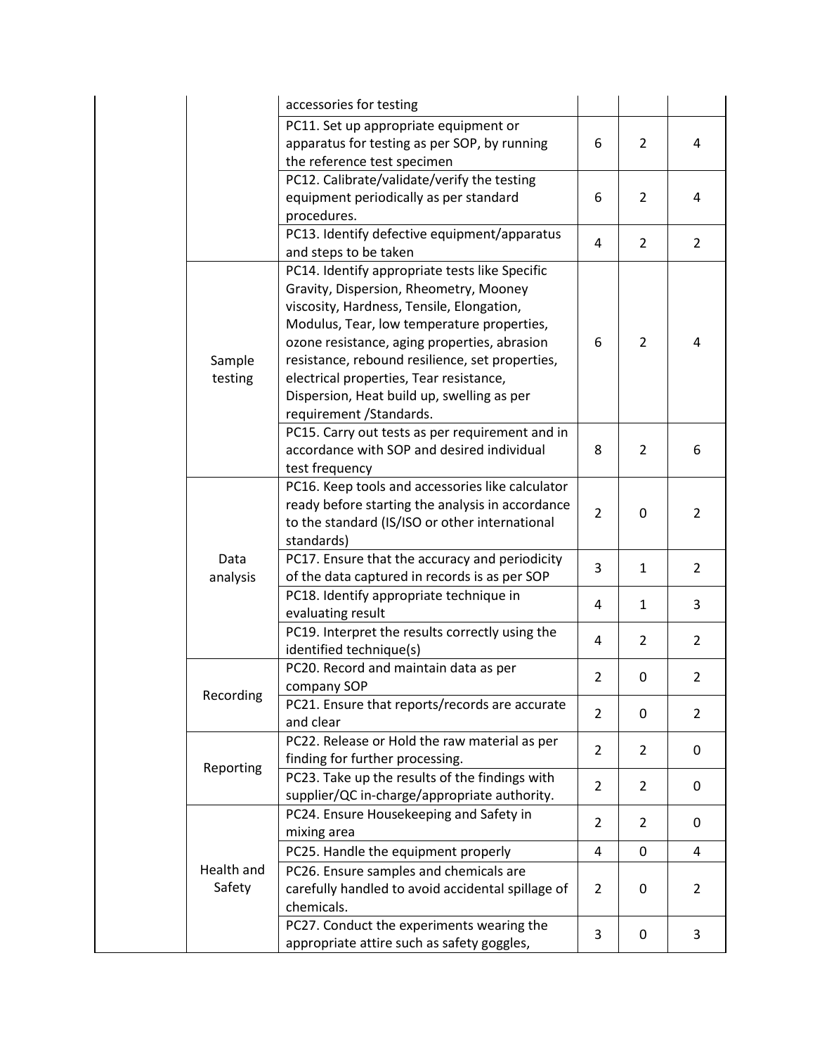| | | | | | |
|---|---|---|---|---|---|
| | | accessories for testing | | | |
| | | PC11. Set up appropriate equipment or apparatus for testing as per SOP, by running the reference test specimen | 6 | 2 | 4 |
| | | PC12. Calibrate/validate/verify the testing equipment periodically as per standard procedures. | 6 | 2 | 4 |
| | | PC13. Identify defective equipment/apparatus and steps to be taken | 4 | 2 | 2 |
| | Sample testing | PC14. Identify appropriate tests like Specific Gravity, Dispersion, Rheometry, Mooney viscosity, Hardness, Tensile, Elongation, Modulus, Tear, low temperature properties, ozone resistance, aging properties, abrasion resistance, rebound resilience, set properties, electrical properties, Tear resistance, Dispersion, Heat build up, swelling as per requirement /Standards. | 6 | 2 | 4 |
| | | PC15. Carry out tests as per requirement and in accordance with SOP and desired individual test frequency | 8 | 2 | 6 |
| | Data analysis | PC16. Keep tools and accessories like calculator ready before starting the analysis in accordance to the standard (IS/ISO or other international standards) | 2 | 0 | 2 |
| | | PC17. Ensure that the accuracy and periodicity of the data captured in records is as per SOP | 3 | 1 | 2 |
| | | PC18. Identify appropriate technique in evaluating result | 4 | 1 | 3 |
| | | PC19. Interpret the results correctly using the identified technique(s) | 4 | 2 | 2 |
| | Recording | PC20. Record and maintain data as per company SOP | 2 | 0 | 2 |
| | | PC21. Ensure that reports/records are accurate and clear | 2 | 0 | 2 |
| | Reporting | PC22. Release or Hold the raw material as per finding for further processing. | 2 | 2 | 0 |
| | | PC23. Take up the results of the findings with supplier/QC in-charge/appropriate authority. | 2 | 2 | 0 |
| | Health and Safety | PC24. Ensure Housekeeping and Safety in mixing area | 2 | 2 | 0 |
| | | PC25. Handle the equipment properly | 4 | 0 | 4 |
| | | PC26. Ensure samples and chemicals are carefully handled to avoid accidental spillage of chemicals. | 2 | 0 | 2 |
| | | PC27. Conduct the experiments wearing the appropriate attire such as safety goggles, | 3 | 0 | 3 |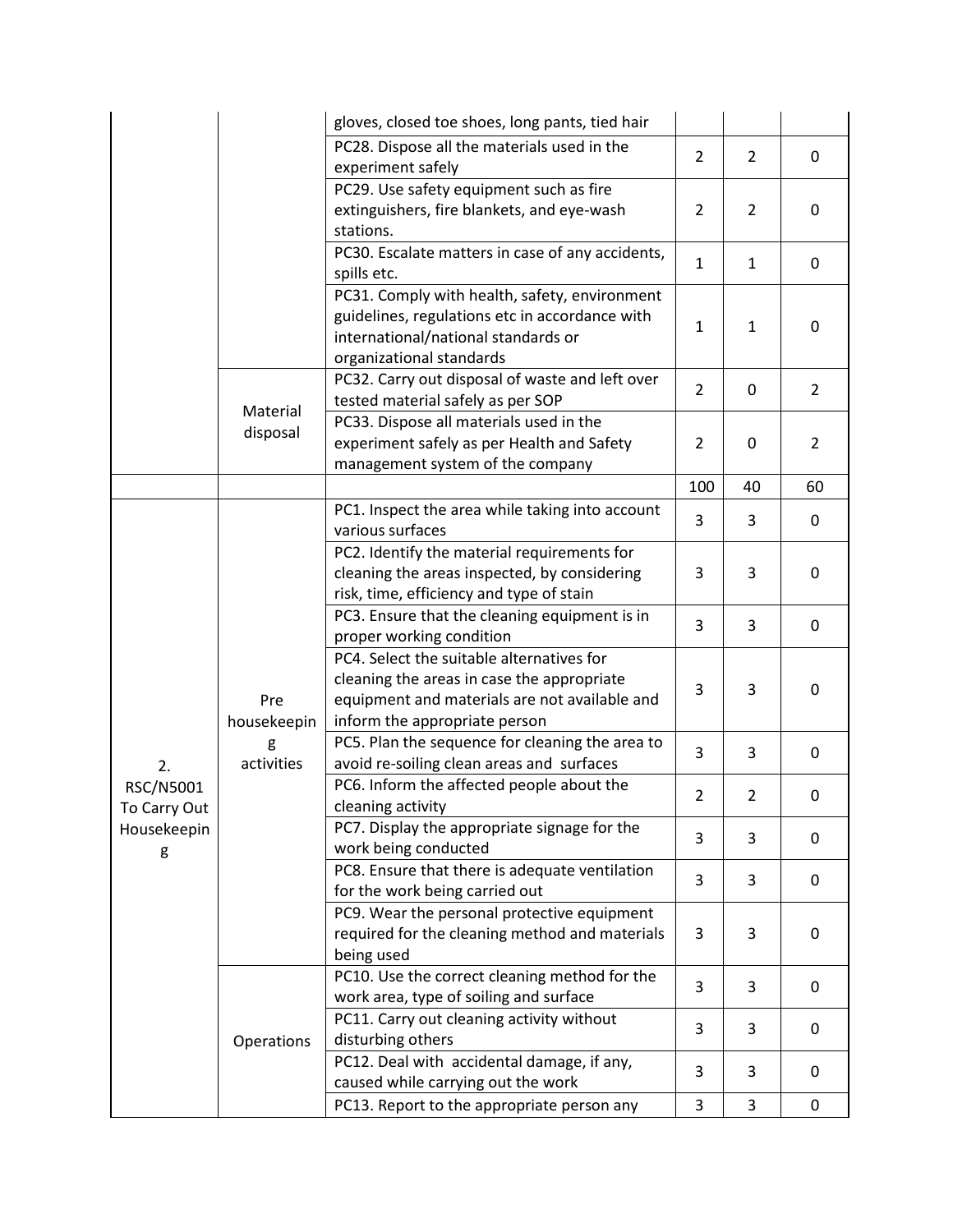| | | | | | |
|---|---|---|---|---|---|
| | | gloves, closed toe shoes, long pants, tied hair | | | |
| | | PC28. Dispose all the materials used in the experiment safely | 2 | 2 | 0 |
| | | PC29. Use safety equipment such as fire extinguishers, fire blankets, and eye-wash stations. | 2 | 2 | 0 |
| | | PC30. Escalate matters in case of any accidents, spills etc. | 1 | 1 | 0 |
| | | PC31. Comply with health, safety, environment guidelines, regulations etc in accordance with international/national standards or organizational standards | 1 | 1 | 0 |
| | Material disposal | PC32. Carry out disposal of waste and left over tested material safely as per SOP | 2 | 0 | 2 |
| | | PC33. Dispose all materials used in the experiment safely as per Health and Safety management system of the company | 2 | 0 | 2 |
| | | | 100 | 40 | 60 |
| 2. RSC/N5001 To Carry Out Housekeeping | Pre housekeeping activities | PC1. Inspect the area while taking into account various surfaces | 3 | 3 | 0 |
| | | PC2. Identify the material requirements for cleaning the areas inspected, by considering risk, time, efficiency and type of stain | 3 | 3 | 0 |
| | | PC3. Ensure that the cleaning equipment is in proper working condition | 3 | 3 | 0 |
| | | PC4. Select the suitable alternatives for cleaning the areas in case the appropriate equipment and materials are not available and inform the appropriate person | 3 | 3 | 0 |
| | | PC5. Plan the sequence for cleaning the area to avoid re-soiling clean areas and surfaces | 3 | 3 | 0 |
| | | PC6. Inform the affected people about the cleaning activity | 2 | 2 | 0 |
| | | PC7. Display the appropriate signage for the work being conducted | 3 | 3 | 0 |
| | | PC8. Ensure that there is adequate ventilation for the work being carried out | 3 | 3 | 0 |
| | | PC9. Wear the personal protective equipment required for the cleaning method and materials being used | 3 | 3 | 0 |
| | Operations | PC10. Use the correct cleaning method for the work area, type of soiling and surface | 3 | 3 | 0 |
| | | PC11. Carry out cleaning activity without disturbing others | 3 | 3 | 0 |
| | | PC12. Deal with accidental damage, if any, caused while carrying out the work | 3 | 3 | 0 |
| | | PC13. Report to the appropriate person any | 3 | 3 | 0 |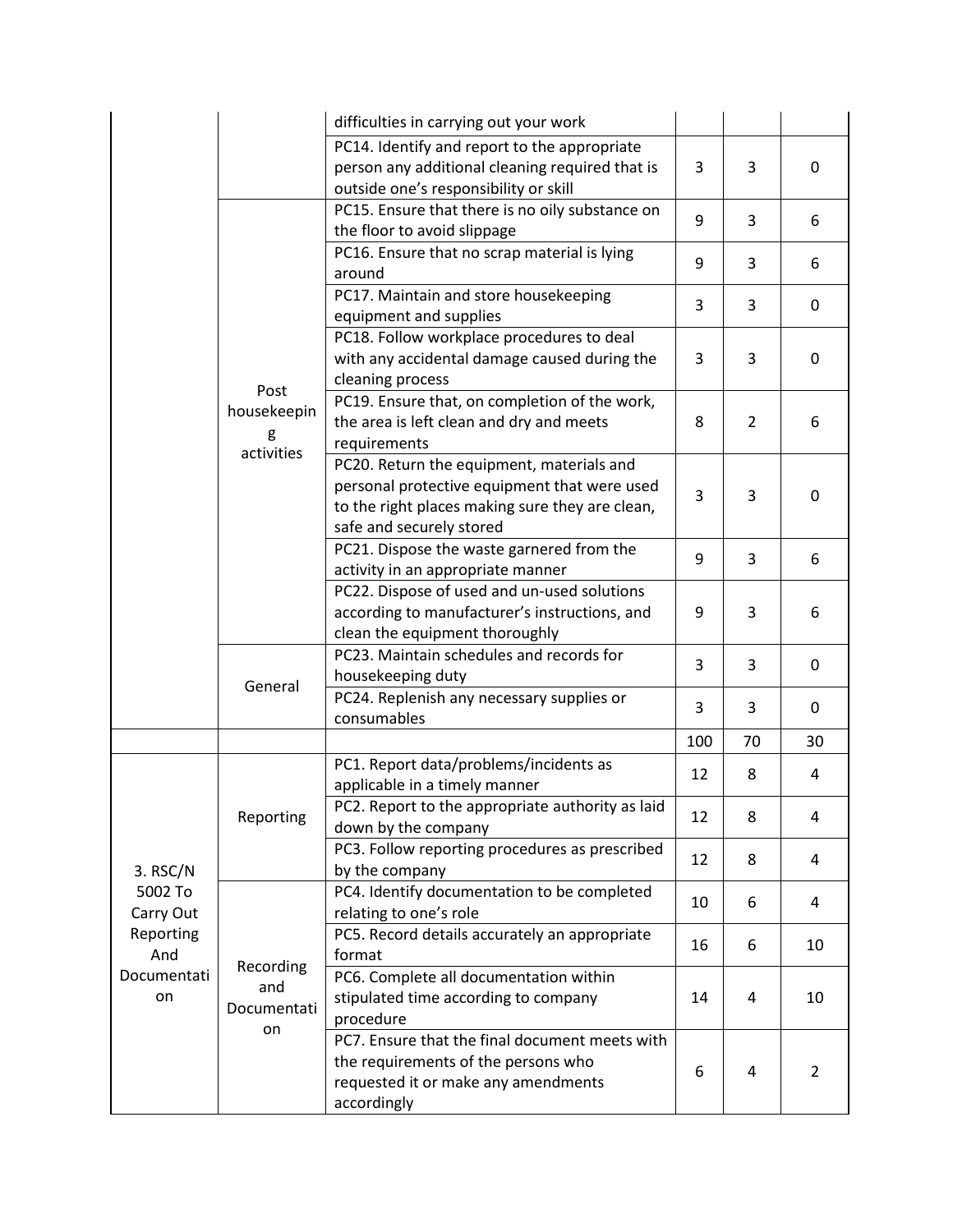| | | | | | |
|---|---|---|---|---|---|
| | | difficulties in carrying out your work | | | |
| | | PC14. Identify and report to the appropriate person any additional cleaning required that is outside one's responsibility or skill | 3 | 3 | 0 |
| | Post housekeeping activities | PC15. Ensure that there is no oily substance on the floor to avoid slippage | 9 | 3 | 6 |
| | | PC16. Ensure that no scrap material is lying around | 9 | 3 | 6 |
| | | PC17. Maintain and store housekeeping equipment and supplies | 3 | 3 | 0 |
| | | PC18. Follow workplace procedures to deal with any accidental damage caused during the cleaning process | 3 | 3 | 0 |
| | | PC19. Ensure that, on completion of the work, the area is left clean and dry and meets requirements | 8 | 2 | 6 |
| | | PC20. Return the equipment, materials and personal protective equipment that were used to the right places making sure they are clean, safe and securely stored | 3 | 3 | 0 |
| | | PC21. Dispose the waste garnered from the activity in an appropriate manner | 9 | 3 | 6 |
| | | PC22. Dispose of used and un-used solutions according to manufacturer's instructions, and clean the equipment thoroughly | 9 | 3 | 6 |
| | General | PC23. Maintain schedules and records for housekeeping duty | 3 | 3 | 0 |
| | | PC24. Replenish any necessary supplies or consumables | 3 | 3 | 0 |
| | | | 100 | 70 | 30 |
| 3. RSC/N 5002 To Carry Out Reporting And Documentation | Reporting | PC1. Report data/problems/incidents as applicable in a timely manner | 12 | 8 | 4 |
| | | PC2. Report to the appropriate authority as laid down by the company | 12 | 8 | 4 |
| | | PC3. Follow reporting procedures as prescribed by the company | 12 | 8 | 4 |
| | Recording and Documentation | PC4. Identify documentation to be completed relating to one's role | 10 | 6 | 4 |
| | | PC5. Record details accurately an appropriate format | 16 | 6 | 10 |
| | | PC6. Complete all documentation within stipulated time according to company procedure | 14 | 4 | 10 |
| | | PC7. Ensure that the final document meets with the requirements of the persons who requested it or make any amendments accordingly | 6 | 4 | 2 |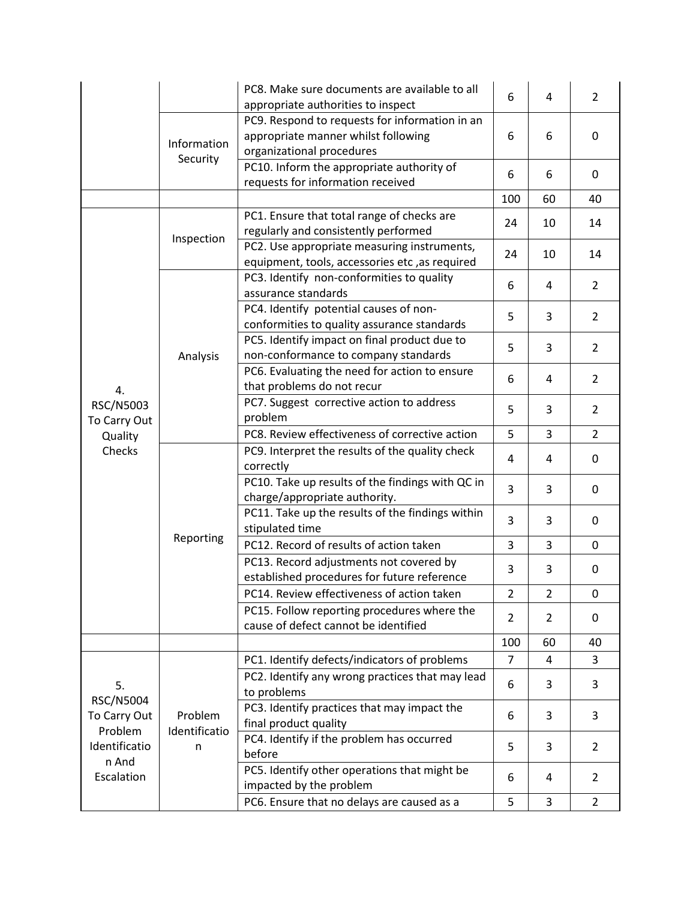| | | | | | |
|---|---|---|---|---|---|
| | | PC8. Make sure documents are available to all appropriate authorities to inspect | 6 | 4 | 2 |
| | Information Security | PC9. Respond to requests for information in an appropriate manner whilst following organizational procedures | 6 | 6 | 0 |
| | | PC10. Inform the appropriate authority of requests for information received | 6 | 6 | 0 |
| | | | 100 | 60 | 40 |
| 4. RSC/N5003 To Carry Out Quality Checks | Inspection | PC1. Ensure that total range of checks are regularly and consistently performed | 24 | 10 | 14 |
| | | PC2. Use appropriate measuring instruments, equipment, tools, accessories etc ,as required | 24 | 10 | 14 |
| | Analysis | PC3. Identify non-conformities to quality assurance standards | 6 | 4 | 2 |
| | | PC4. Identify potential causes of non-conformities to quality assurance standards | 5 | 3 | 2 |
| | | PC5. Identify impact on final product due to non-conformance to company standards | 5 | 3 | 2 |
| | | PC6. Evaluating the need for action to ensure that problems do not recur | 6 | 4 | 2 |
| | | PC7. Suggest corrective action to address problem | 5 | 3 | 2 |
| | | PC8. Review effectiveness of corrective action | 5 | 3 | 2 |
| | Reporting | PC9. Interpret the results of the quality check correctly | 4 | 4 | 0 |
| | | PC10. Take up results of the findings with QC in charge/appropriate authority. | 3 | 3 | 0 |
| | | PC11. Take up the results of the findings within stipulated time | 3 | 3 | 0 |
| | | PC12. Record of results of action taken | 3 | 3 | 0 |
| | | PC13. Record adjustments not covered by established procedures for future reference | 3 | 3 | 0 |
| | | PC14. Review effectiveness of action taken | 2 | 2 | 0 |
| | | PC15. Follow reporting procedures where the cause of defect cannot be identified | 2 | 2 | 0 |
| | | | 100 | 60 | 40 |
| 5. RSC/N5004 To Carry Out Problem Identification And Escalation | Problem Identification | PC1. Identify defects/indicators of problems | 7 | 4 | 3 |
| | | PC2. Identify any wrong practices that may lead to problems | 6 | 3 | 3 |
| | | PC3. Identify practices that may impact the final product quality | 6 | 3 | 3 |
| | | PC4. Identify if the problem has occurred before | 5 | 3 | 2 |
| | | PC5. Identify other operations that might be impacted by the problem | 6 | 4 | 2 |
| | | PC6. Ensure that no delays are caused as a | 5 | 3 | 2 |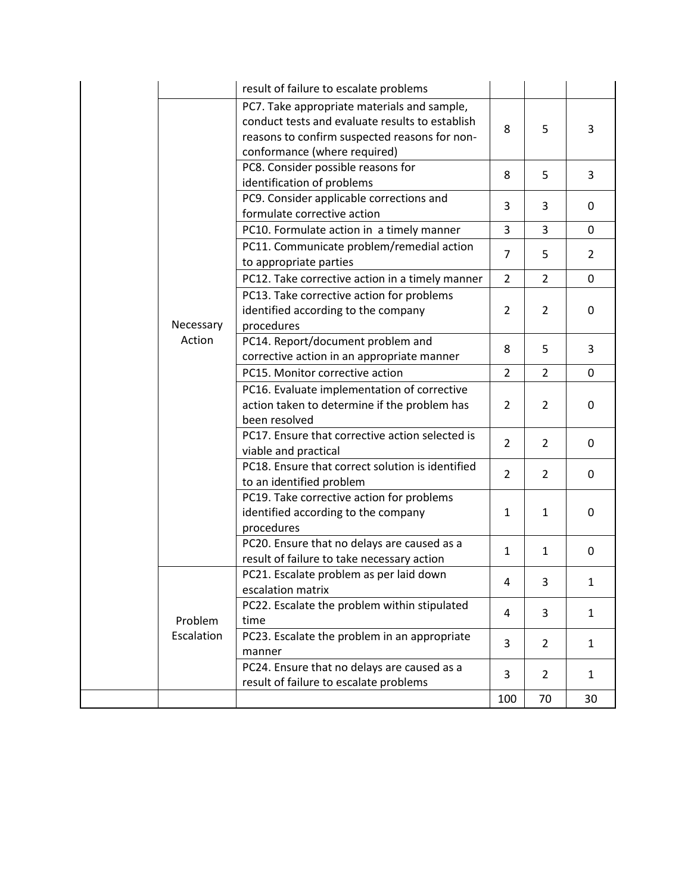| | | | | | |
|---|---|---|---|---|---|
| | | result of failure to escalate problems | | | |
| | Necessary Action | PC7. Take appropriate materials and sample, conduct tests and evaluate results to establish reasons to confirm suspected reasons for non-conformance (where required) | 8 | 5 | 3 |
| | | PC8. Consider possible reasons for identification of problems | 8 | 5 | 3 |
| | | PC9. Consider applicable corrections and formulate corrective action | 3 | 3 | 0 |
| | | PC10. Formulate action in a timely manner | 3 | 3 | 0 |
| | | PC11. Communicate problem/remedial action to appropriate parties | 7 | 5 | 2 |
| | | PC12. Take corrective action in a timely manner | 2 | 2 | 0 |
| | | PC13. Take corrective action for problems identified according to the company procedures | 2 | 2 | 0 |
| | | PC14. Report/document problem and corrective action in an appropriate manner | 8 | 5 | 3 |
| | | PC15. Monitor corrective action | 2 | 2 | 0 |
| | | PC16. Evaluate implementation of corrective action taken to determine if the problem has been resolved | 2 | 2 | 0 |
| | | PC17. Ensure that corrective action selected is viable and practical | 2 | 2 | 0 |
| | | PC18. Ensure that correct solution is identified to an identified problem | 2 | 2 | 0 |
| | | PC19. Take corrective action for problems identified according to the company procedures | 1 | 1 | 0 |
| | | PC20. Ensure that no delays are caused as a result of failure to take necessary action | 1 | 1 | 0 |
| | Problem Escalation | PC21. Escalate problem as per laid down escalation matrix | 4 | 3 | 1 |
| | | PC22. Escalate the problem within stipulated time | 4 | 3 | 1 |
| | | PC23. Escalate the problem in an appropriate manner | 3 | 2 | 1 |
| | | PC24. Ensure that no delays are caused as a result of failure to escalate problems | 3 | 2 | 1 |
| | | | 100 | 70 | 30 |